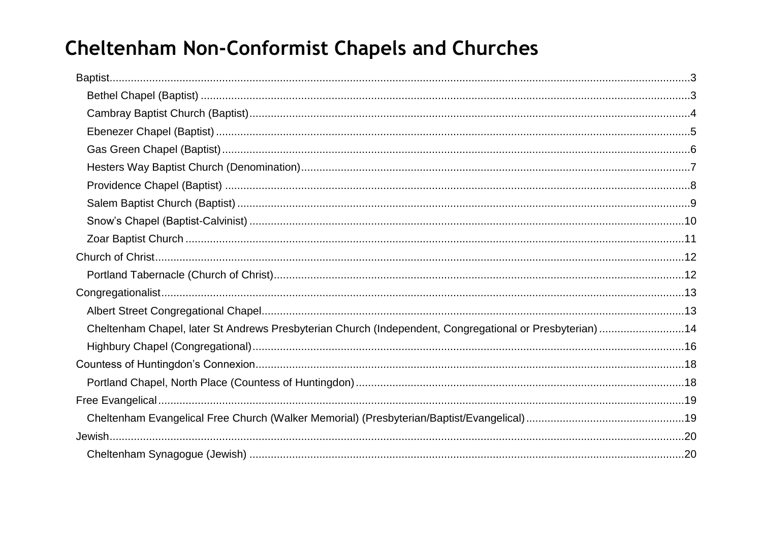# Cheltenham Non-Conformist Chapels and Churches

- Baptist....3
  - Bethel Chapel (Baptist)....3
  - Cambray Baptist Church (Baptist)....4
  - Ebenezer Chapel (Baptist)....5
  - Gas Green Chapel (Baptist)....6
  - Hesters Way Baptist Church (Denomination)....7
  - Providence Chapel (Baptist)....8
  - Salem Baptist Church (Baptist)....9
  - Snow's Chapel (Baptist-Calvinist)....10
  - Zoar Baptist Church....11
- Church of Christ....12
  - Portland Tabernacle (Church of Christ)....12
- Congregationalist....13
  - Albert Street Congregational Chapel....13
  - Cheltenham Chapel, later St Andrews Presbyterian Church (Independent, Congregational or Presbyterian)....14
  - Highbury Chapel (Congregational)....16
- Countess of Huntingdon's Connexion....18
  - Portland Chapel, North Place (Countess of Huntingdon)....18
- Free Evangelical....19
  - Cheltenham Evangelical Free Church (Walker Memorial) (Presbyterian/Baptist/Evangelical)....19
- Jewish....20
  - Cheltenham Synagogue (Jewish)....20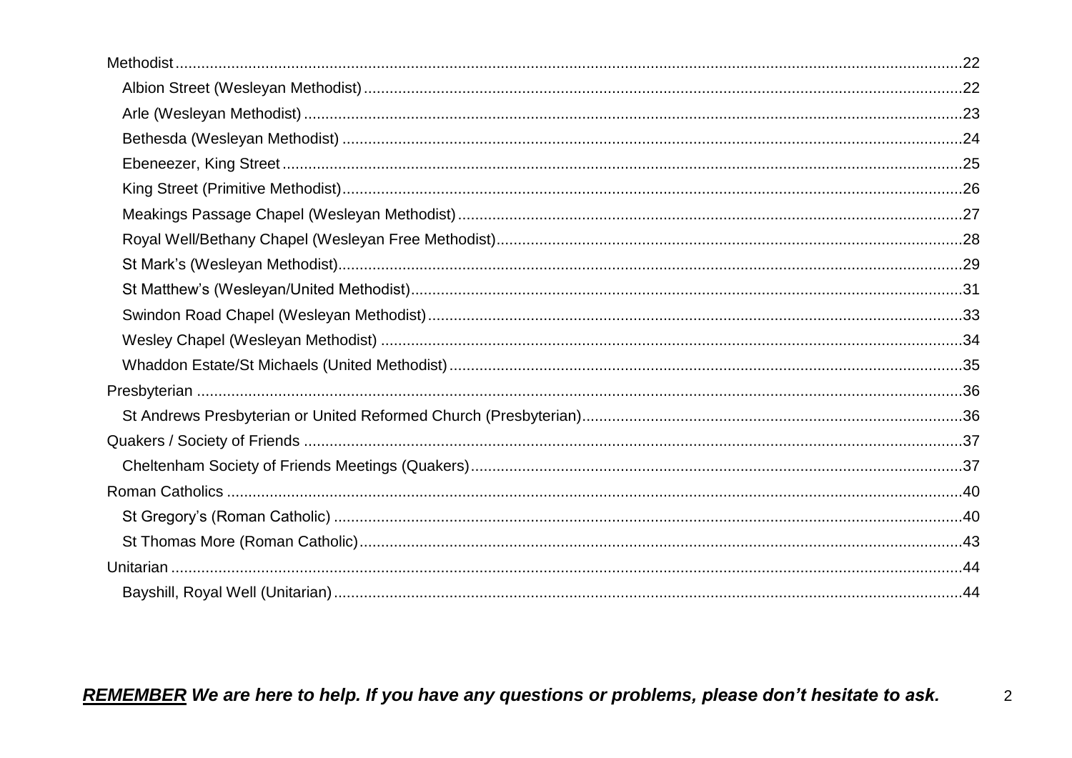- Methodist ..... 22
  - Albion Street (Wesleyan Methodist) ..... 22
  - Arle (Wesleyan Methodist) ..... 23
  - Bethesda (Wesleyan Methodist) ..... 24
  - Ebeneezer, King Street ..... 25
  - King Street (Primitive Methodist) ..... 26
  - Meakings Passage Chapel (Wesleyan Methodist) ..... 27
  - Royal Well/Bethany Chapel (Wesleyan Free Methodist) ..... 28
  - St Mark's (Wesleyan Methodist) ..... 29
  - St Matthew's (Wesleyan/United Methodist) ..... 31
  - Swindon Road Chapel (Wesleyan Methodist) ..... 33
  - Wesley Chapel (Wesleyan Methodist) ..... 34
  - Whaddon Estate/St Michaels (United Methodist) ..... 35
- Presbyterian ..... 36
  - St Andrews Presbyterian or United Reformed Church (Presbyterian) ..... 36
- Quakers / Society of Friends ..... 37
  - Cheltenham Society of Friends Meetings (Quakers) ..... 37
- Roman Catholics ..... 40
  - St Gregory's (Roman Catholic) ..... 40
  - St Thomas More (Roman Catholic) ..... 43
- Unitarian ..... 44
  - Bayshill, Royal Well (Unitarian) ..... 44

***<u>REMEMBER</u> We are here to help. If you have any questions or problems, please don't hesitate to ask.***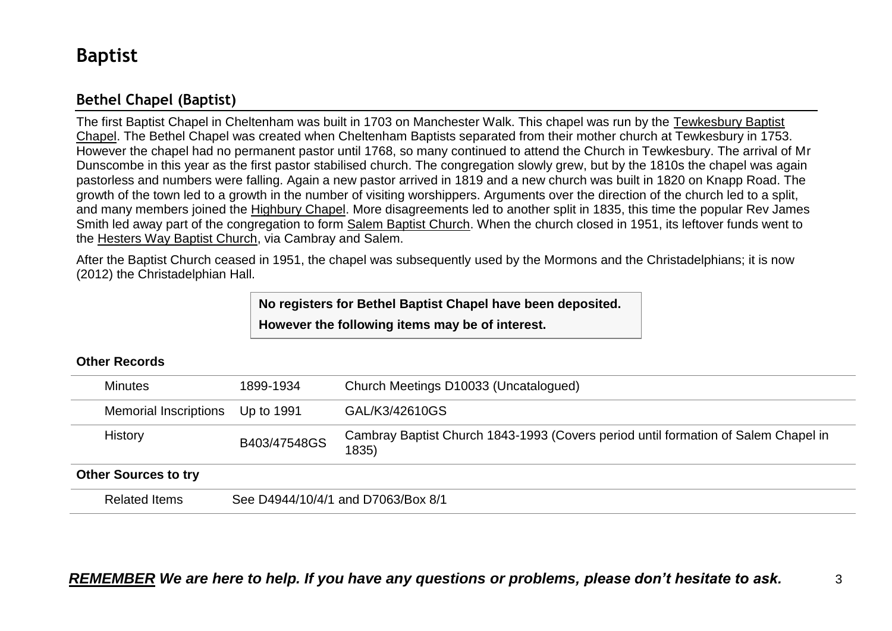# Baptist

## Bethel Chapel (Baptist)

The first Baptist Chapel in Cheltenham was built in 1703 on Manchester Walk. This chapel was run by the Tewkesbury Baptist Chapel. The Bethel Chapel was created when Cheltenham Baptists separated from their mother church at Tewkesbury in 1753. However the chapel had no permanent pastor until 1768, so many continued to attend the Church in Tewkesbury. The arrival of Mr Dunscombe in this year as the first pastor stabilised church. The congregation slowly grew, but by the 1810s the chapel was again pastorless and numbers were falling. Again a new pastor arrived in 1819 and a new church was built in 1820 on Knapp Road. The growth of the town led to a growth in the number of visiting worshippers. Arguments over the direction of the church led to a split, and many members joined the Highbury Chapel. More disagreements led to another split in 1835, this time the popular Rev James Smith led away part of the congregation to form Salem Baptist Church. When the church closed in 1951, its leftover funds went to the Hesters Way Baptist Church, via Cambray and Salem.

After the Baptist Church ceased in 1951, the chapel was subsequently used by the Mormons and the Christadelphians; it is now (2012) the Christadelphian Hall.

**No registers for Bethel Baptist Chapel have been deposited.**

**However the following items may be of interest.**

**Other Records**

| | | |
|---|---|---|
| Minutes | 1899-1934 | Church Meetings D10033 (Uncatalogued) |
| Memorial Inscriptions | Up to 1991 | GAL/K3/42610GS |
| History | B403/47548GS | Cambray Baptist Church 1843-1993 (Covers period until formation of Salem Chapel in 1835) |

**Other Sources to try**

| | |
|---|---|
| Related Items | See D4944/10/4/1 and D7063/Box 8/1 |

***REMEMBER We are here to help. If you have any questions or problems, please don't hesitate to ask.***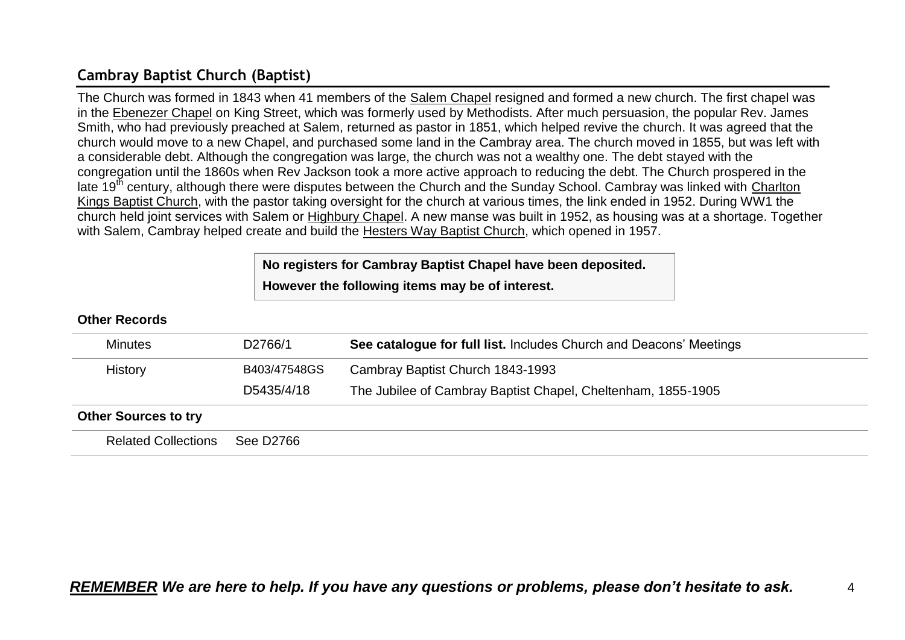## Cambray Baptist Church (Baptist)

The Church was formed in 1843 when 41 members of the Salem Chapel resigned and formed a new church. The first chapel was in the Ebenezer Chapel on King Street, which was formerly used by Methodists. After much persuasion, the popular Rev. James Smith, who had previously preached at Salem, returned as pastor in 1851, which helped revive the church. It was agreed that the church would move to a new Chapel, and purchased some land in the Cambray area. The church moved in 1855, but was left with a considerable debt. Although the congregation was large, the church was not a wealthy one. The debt stayed with the congregation until the 1860s when Rev Jackson took a more active approach to reducing the debt. The Church prospered in the late 19th century, although there were disputes between the Church and the Sunday School. Cambray was linked with Charlton Kings Baptist Church, with the pastor taking oversight for the church at various times, the link ended in 1952. During WW1 the church held joint services with Salem or Highbury Chapel. A new manse was built in 1952, as housing was at a shortage. Together with Salem, Cambray helped create and build the Hesters Way Baptist Church, which opened in 1957.

**No registers for Cambray Baptist Chapel have been deposited.**

**However the following items may be of interest.**

**Other Records**

| | | |
|---|---|---|
| Minutes | D2766/1 | **See catalogue for full list.** Includes Church and Deacons' Meetings |
| History | B403/47548GS | Cambray Baptist Church 1843-1993 |
| | D5435/4/18 | The Jubilee of Cambray Baptist Chapel, Cheltenham, 1855-1905 |

**Other Sources to try**

| | |
|---|---|
| Related Collections | See D2766 |

***REMEMBER We are here to help. If you have any questions or problems, please don't hesitate to ask.***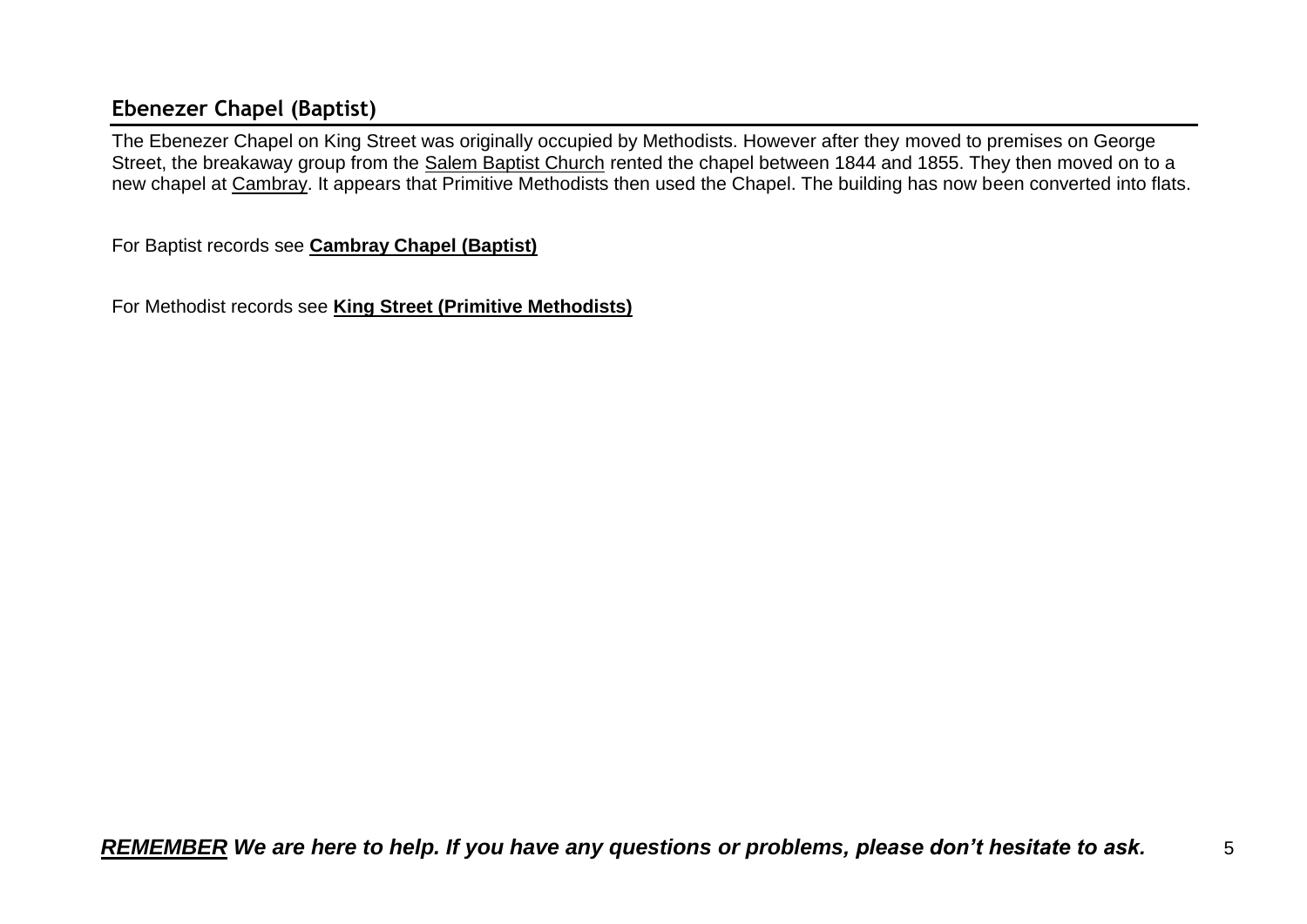## Ebenezer Chapel (Baptist)

The Ebenezer Chapel on King Street was originally occupied by Methodists. However after they moved to premises on George Street, the breakaway group from the Salem Baptist Church rented the chapel between 1844 and 1855. They then moved on to a new chapel at Cambray. It appears that Primitive Methodists then used the Chapel. The building has now been converted into flats.

For Baptist records see **Cambray Chapel (Baptist)**

For Methodist records see **King Street (Primitive Methodists)**

***REMEMBER We are here to help. If you have any questions or problems, please don't hesitate to ask.***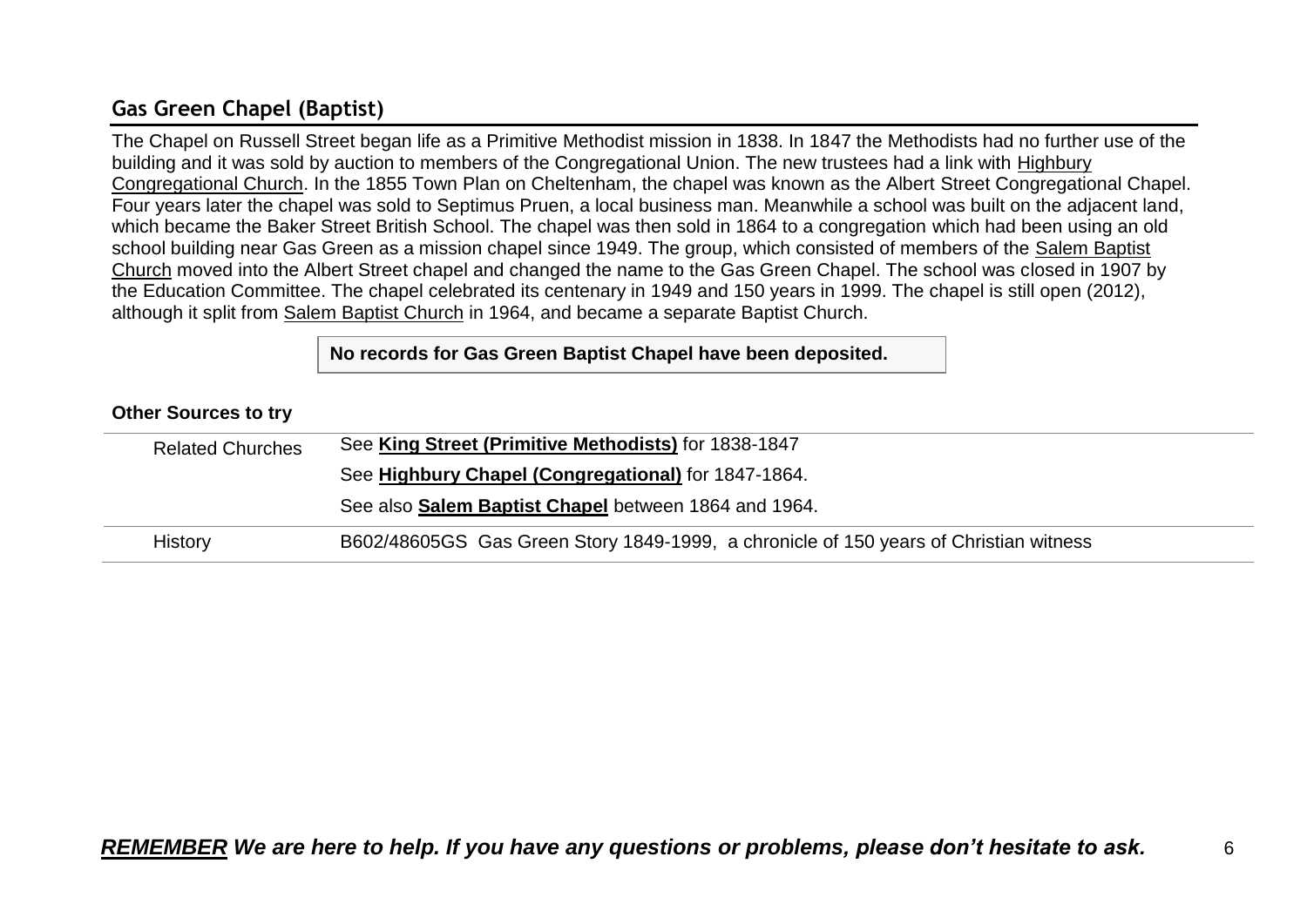## Gas Green Chapel (Baptist)

The Chapel on Russell Street began life as a Primitive Methodist mission in 1838. In 1847 the Methodists had no further use of the building and it was sold by auction to members of the Congregational Union. The new trustees had a link with Highbury Congregational Church. In the 1855 Town Plan on Cheltenham, the chapel was known as the Albert Street Congregational Chapel. Four years later the chapel was sold to Septimus Pruen, a local business man. Meanwhile a school was built on the adjacent land, which became the Baker Street British School. The chapel was then sold in 1864 to a congregation which had been using an old school building near Gas Green as a mission chapel since 1949. The group, which consisted of members of the Salem Baptist Church moved into the Albert Street chapel and changed the name to the Gas Green Chapel. The school was closed in 1907 by the Education Committee. The chapel celebrated its centenary in 1949 and 150 years in 1999. The chapel is still open (2012), although it split from Salem Baptist Church in 1964, and became a separate Baptist Church.

**No records for Gas Green Baptist Chapel have been deposited.**

**Other Sources to try**

| | |
|---|---|
| Related Churches | See **King Street (Primitive Methodists)** for 1838-1847 |
| | See **Highbury Chapel (Congregational)** for 1847-1864. |
| | See also **Salem Baptist Chapel** between 1864 and 1964. |
| History | B602/48605GS Gas Green Story 1849-1999, a chronicle of 150 years of Christian witness |

***REMEMBER We are here to help. If you have any questions or problems, please don't hesitate to ask.***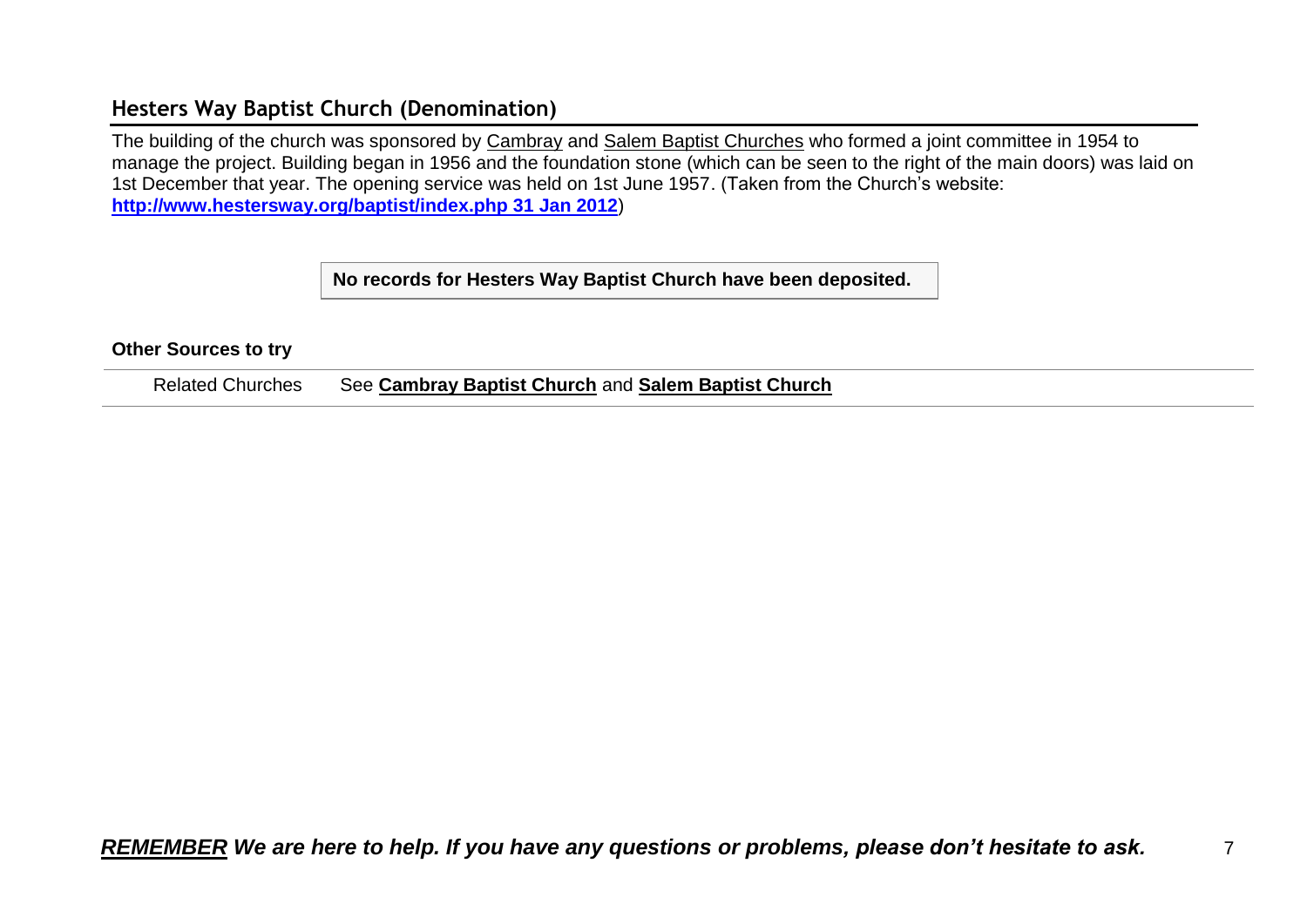## Hesters Way Baptist Church (Denomination)

The building of the church was sponsored by Cambray and Salem Baptist Churches who formed a joint committee in 1954 to manage the project. Building began in 1956 and the foundation stone (which can be seen to the right of the main doors) was laid on 1st December that year. The opening service was held on 1st June 1957. (Taken from the Church's website: **http://www.hestersway.org/baptist/index.php 31 Jan 2012**)

**No records for Hesters Way Baptist Church have been deposited.**

**Other Sources to try**

| | |
|---|---|
| Related Churches | See **Cambray Baptist Church** and **Salem Baptist Church** |

***REMEMBER We are here to help. If you have any questions or problems, please don't hesitate to ask.***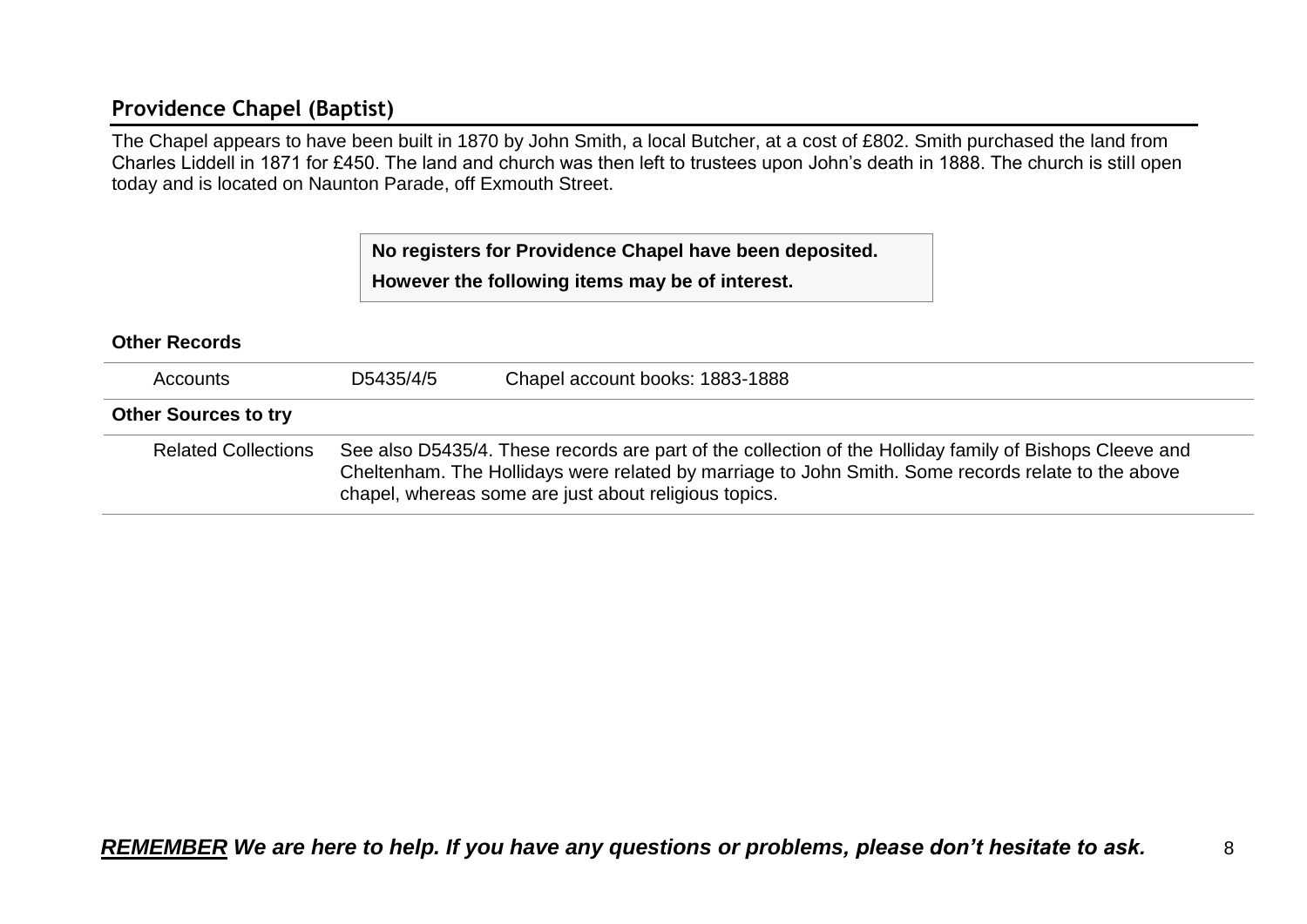## Providence Chapel (Baptist)

The Chapel appears to have been built in 1870 by John Smith, a local Butcher, at a cost of £802. Smith purchased the land from Charles Liddell in 1871 for £450. The land and church was then left to trustees upon John's death in 1888. The church is still open today and is located on Naunton Parade, off Exmouth Street.

**No registers for Providence Chapel have been deposited.**

**However the following items may be of interest.**

**Other Records**

| | | |
|---|---|---|
| Accounts | D5435/4/5 | Chapel account books: 1883-1888 |

**Other Sources to try**

| | |
|---|---|
| Related Collections | See also D5435/4. These records are part of the collection of the Holliday family of Bishops Cleeve and Cheltenham. The Hollidays were related by marriage to John Smith. Some records relate to the above chapel, whereas some are just about religious topics. |

***REMEMBER** We are here to help. If you have any questions or problems, please don't hesitate to ask.*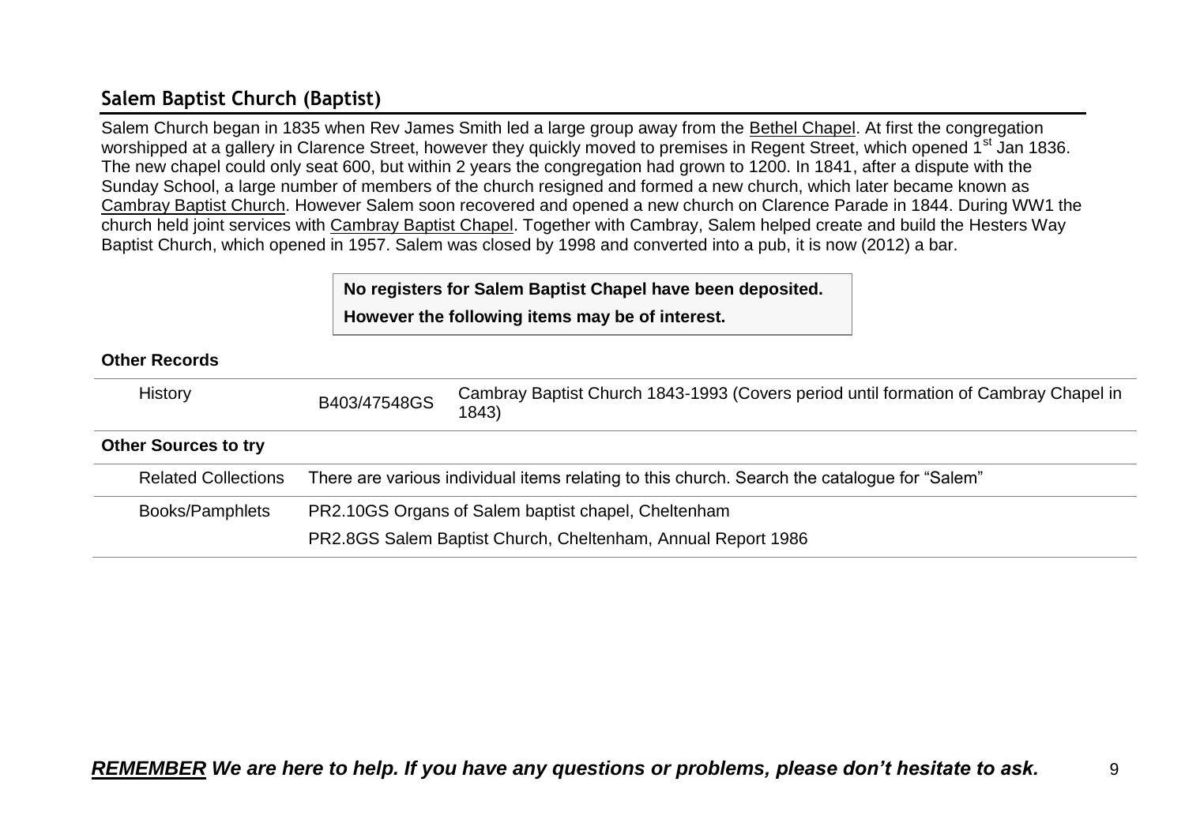## Salem Baptist Church (Baptist)

Salem Church began in 1835 when Rev James Smith led a large group away from the Bethel Chapel. At first the congregation worshipped at a gallery in Clarence Street, however they quickly moved to premises in Regent Street, which opened 1st Jan 1836. The new chapel could only seat 600, but within 2 years the congregation had grown to 1200. In 1841, after a dispute with the Sunday School, a large number of members of the church resigned and formed a new church, which later became known as Cambray Baptist Church. However Salem soon recovered and opened a new church on Clarence Parade in 1844. During WW1 the church held joint services with Cambray Baptist Chapel. Together with Cambray, Salem helped create and build the Hesters Way Baptist Church, which opened in 1957. Salem was closed by 1998 and converted into a pub, it is now (2012) a bar.

**No registers for Salem Baptist Chapel have been deposited.**

**However the following items may be of interest.**

**Other Records**

| | | |
|---|---|---|
| History | B403/47548GS | Cambray Baptist Church 1843-1993 (Covers period until formation of Cambray Chapel in 1843) |

**Other Sources to try**

| | |
|---|---|
| Related Collections | There are various individual items relating to this church. Search the catalogue for "Salem" |
| Books/Pamphlets | PR2.10GS Organs of Salem baptist chapel, Cheltenham<br>PR2.8GS Salem Baptist Church, Cheltenham, Annual Report 1986 |

***REMEMBER** We are here to help. If you have any questions or problems, please don't hesitate to ask.*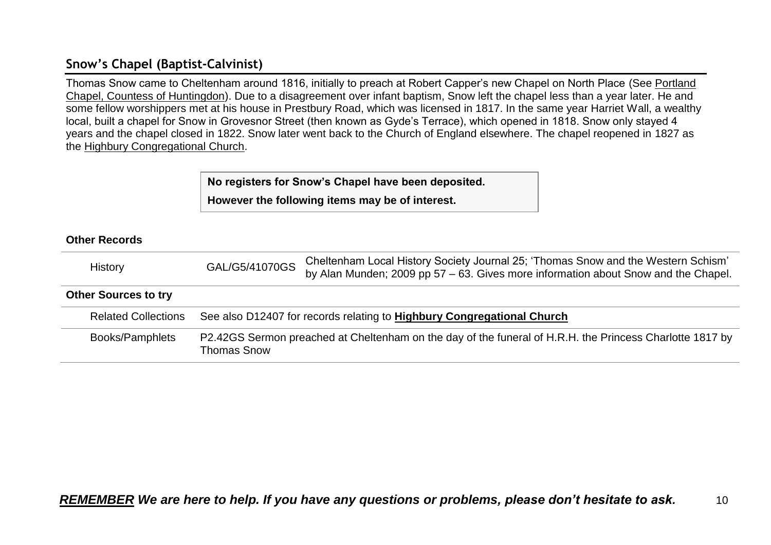## Snow's Chapel (Baptist-Calvinist)

Thomas Snow came to Cheltenham around 1816, initially to preach at Robert Capper's new Chapel on North Place (See Portland Chapel, Countess of Huntingdon). Due to a disagreement over infant baptism, Snow left the chapel less than a year later. He and some fellow worshippers met at his house in Prestbury Road, which was licensed in 1817. In the same year Harriet Wall, a wealthy local, built a chapel for Snow in Grovesnor Street (then known as Gyde's Terrace), which opened in 1818. Snow only stayed 4 years and the chapel closed in 1822. Snow later went back to the Church of England elsewhere. The chapel reopened in 1827 as the Highbury Congregational Church.

**No registers for Snow's Chapel have been deposited.**

**However the following items may be of interest.**

**Other Records**

| | | |
|---|---|---|
| History | GAL/G5/41070GS | Cheltenham Local History Society Journal 25; 'Thomas Snow and the Western Schism' by Alan Munden; 2009 pp 57 – 63. Gives more information about Snow and the Chapel. |

**Other Sources to try**

| | |
|---|---|
| Related Collections | See also D12407 for records relating to **Highbury Congregational Church** |
| Books/Pamphlets | P2.42GS Sermon preached at Cheltenham on the day of the funeral of H.R.H. the Princess Charlotte 1817 by Thomas Snow |

***REMEMBER We are here to help. If you have any questions or problems, please don't hesitate to ask.***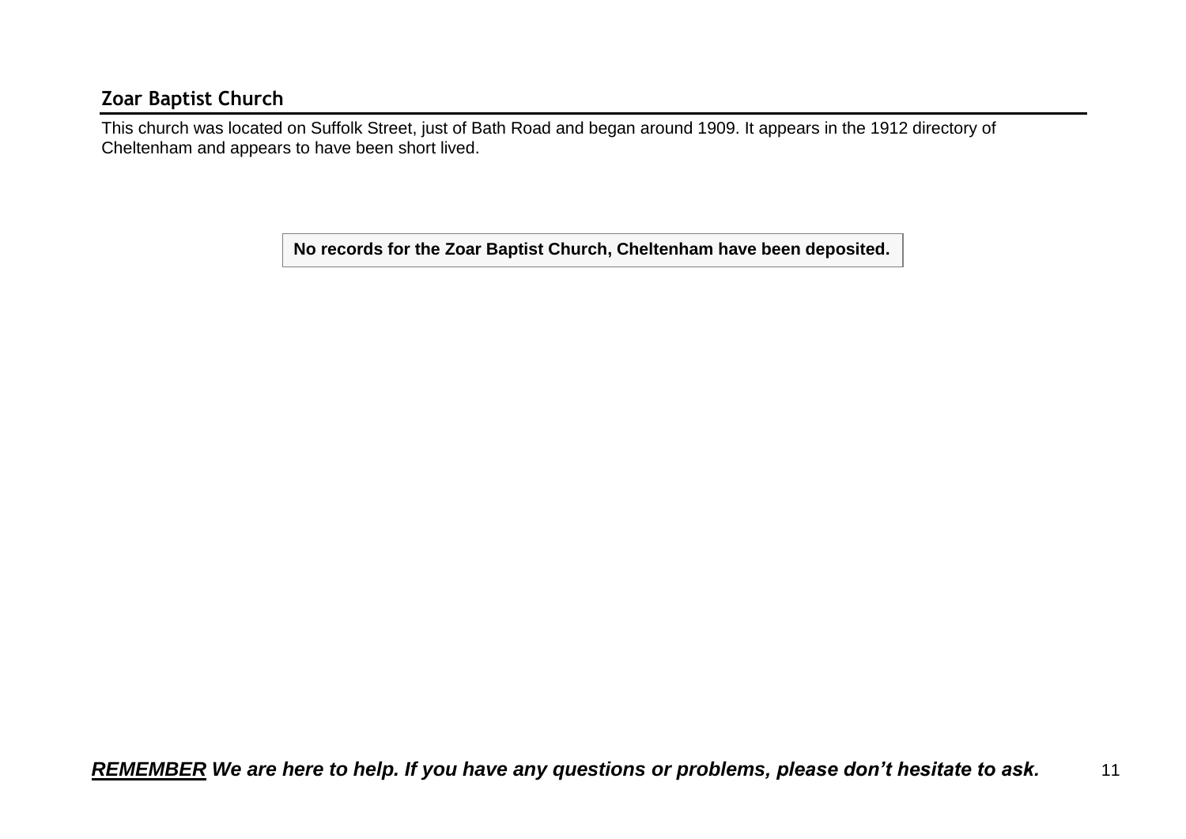## Zoar Baptist Church

This church was located on Suffolk Street, just of Bath Road and began around 1909. It appears in the 1912 directory of Cheltenham and appears to have been short lived.

**No records for the Zoar Baptist Church, Cheltenham have been deposited.**

***REMEMBER* We are here to help. If you have any questions or problems, please don't hesitate to ask.**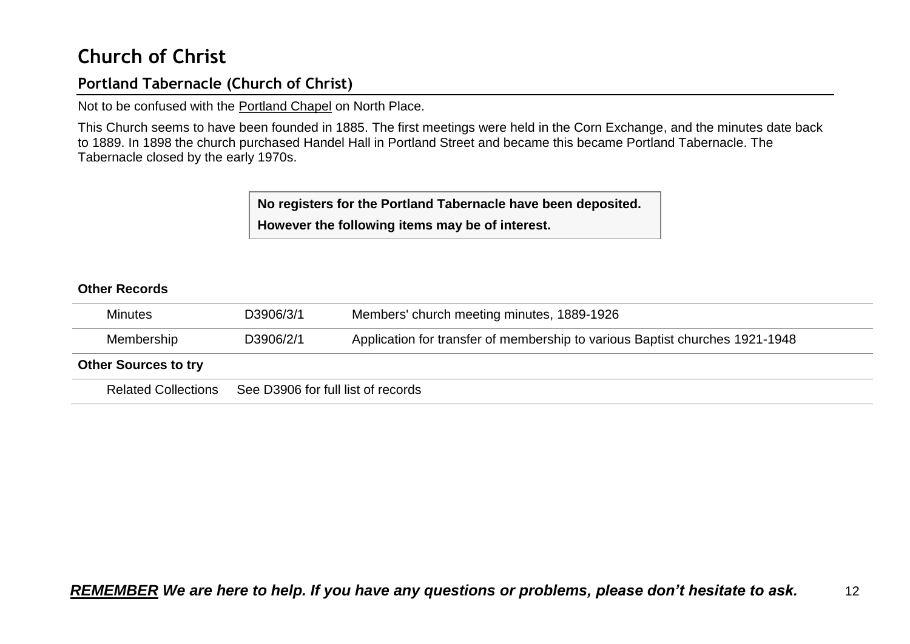# Church of Christ

## Portland Tabernacle (Church of Christ)

Not to be confused with the Portland Chapel on North Place.

This Church seems to have been founded in 1885. The first meetings were held in the Corn Exchange, and the minutes date back to 1889. In 1898 the church purchased Handel Hall in Portland Street and became this became Portland Tabernacle. The Tabernacle closed by the early 1970s.

**No registers for the Portland Tabernacle have been deposited.**

**However the following items may be of interest.**

**Other Records**

| | | |
|---|---|---|
| Minutes | D3906/3/1 | Members' church meeting minutes, 1889-1926 |
| Membership | D3906/2/1 | Application for transfer of membership to various Baptist churches 1921-1948 |

**Other Sources to try**

| | |
|---|---|
| Related Collections | See D3906 for full list of records |

***REMEMBER We are here to help. If you have any questions or problems, please don't hesitate to ask.***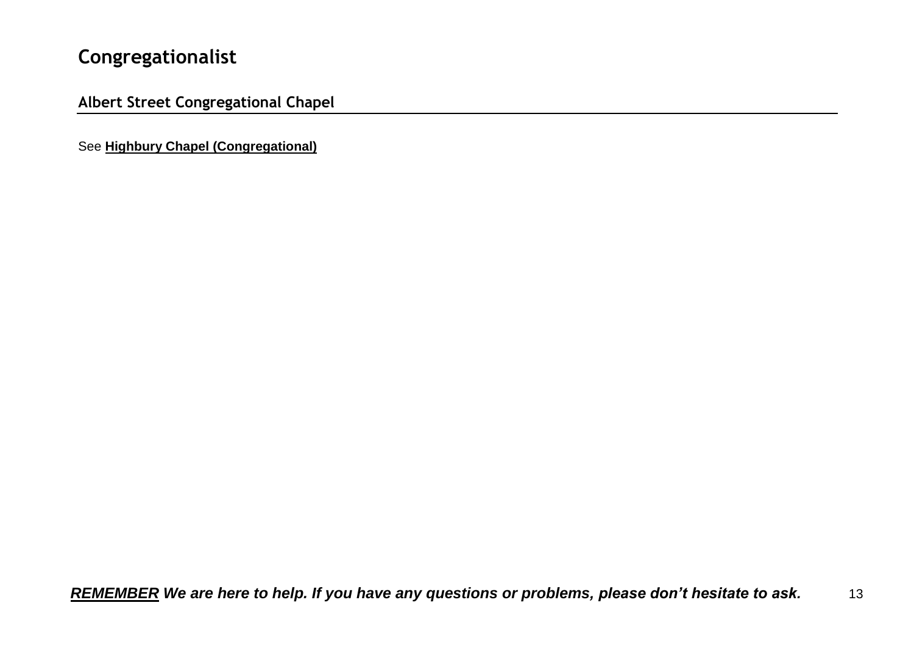# Congregationalist

## Albert Street Congregational Chapel

See **Highbury Chapel (Congregational)**

***REMEMBER* We are here to help. If you have any questions or problems, please don't hesitate to ask.**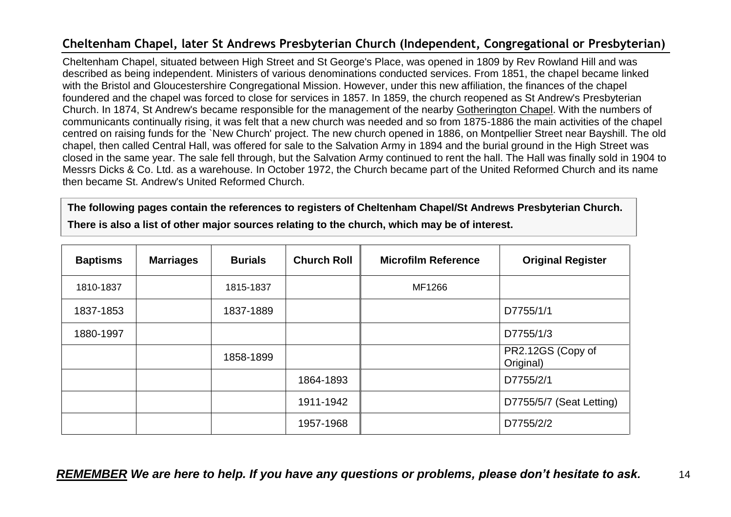## Cheltenham Chapel, later St Andrews Presbyterian Church (Independent, Congregational or Presbyterian)

Cheltenham Chapel, situated between High Street and St George's Place, was opened in 1809 by Rev Rowland Hill and was described as being independent. Ministers of various denominations conducted services. From 1851, the chapel became linked with the Bristol and Gloucestershire Congregational Mission. However, under this new affiliation, the finances of the chapel foundered and the chapel was forced to close for services in 1857. In 1859, the church reopened as St Andrew's Presbyterian Church. In 1874, St Andrew's became responsible for the management of the nearby Gotherington Chapel. With the numbers of communicants continually rising, it was felt that a new church was needed and so from 1875-1886 the main activities of the chapel centred on raising funds for the `New Church' project. The new church opened in 1886, on Montpellier Street near Bayshill. The old chapel, then called Central Hall, was offered for sale to the Salvation Army in 1894 and the burial ground in the High Street was closed in the same year. The sale fell through, but the Salvation Army continued to rent the hall. The Hall was finally sold in 1904 to Messrs Dicks & Co. Ltd. as a warehouse. In October 1972, the Church became part of the United Reformed Church and its name then became St. Andrew's United Reformed Church.

**The following pages contain the references to registers of Cheltenham Chapel/St Andrews Presbyterian Church.**

**There is also a list of other major sources relating to the church, which may be of interest.**

| Baptisms | Marriages | Burials | Church Roll | Microfilm Reference | Original Register |
|---|---|---|---|---|---|
| 1810-1837 | | 1815-1837 | | MF1266 | |
| 1837-1853 | | 1837-1889 | | | D7755/1/1 |
| 1880-1997 | | | | | D7755/1/3 |
| | | 1858-1899 | | | PR2.12GS (Copy of Original) |
| | | | 1864-1893 | | D7755/2/1 |
| | | | 1911-1942 | | D7755/5/7 (Seat Letting) |
| | | | 1957-1968 | | D7755/2/2 |

***REMEMBER We are here to help. If you have any questions or problems, please don't hesitate to ask.***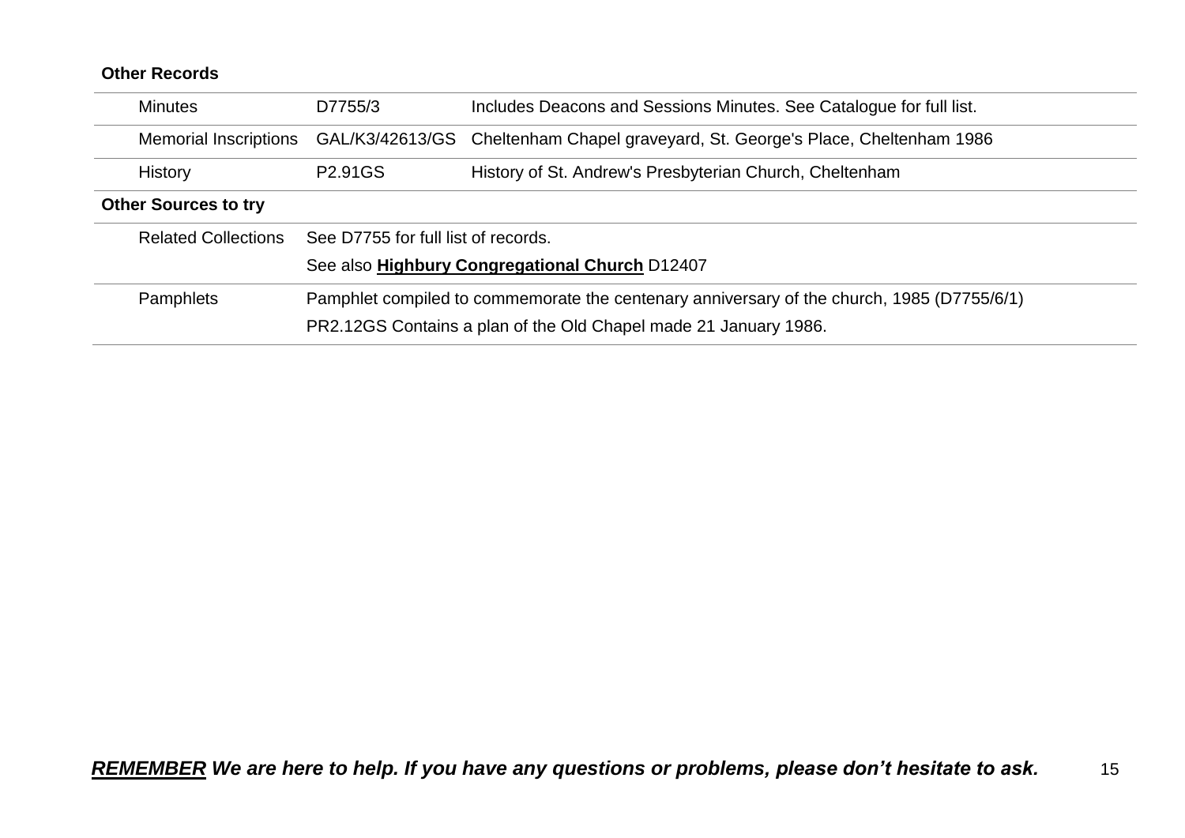**Other Records**

| | | |
|---|---|---|
| Minutes | D7755/3 | Includes Deacons and Sessions Minutes. See Catalogue for full list. |
| Memorial Inscriptions | GAL/K3/42613/GS | Cheltenham Chapel graveyard, St. George's Place, Cheltenham 1986 |
| History | P2.91GS | History of St. Andrew's Presbyterian Church, Cheltenham |

**Other Sources to try**

| | |
|---|---|
| Related Collections | See D7755 for full list of records.<br>See also **Highbury Congregational Church** D12407 |
| Pamphlets | Pamphlet compiled to commemorate the centenary anniversary of the church, 1985 (D7755/6/1)<br>PR2.12GS Contains a plan of the Old Chapel made 21 January 1986. |

***REMEMBER* We are here to help. If you have any questions or problems, please don't hesitate to ask.**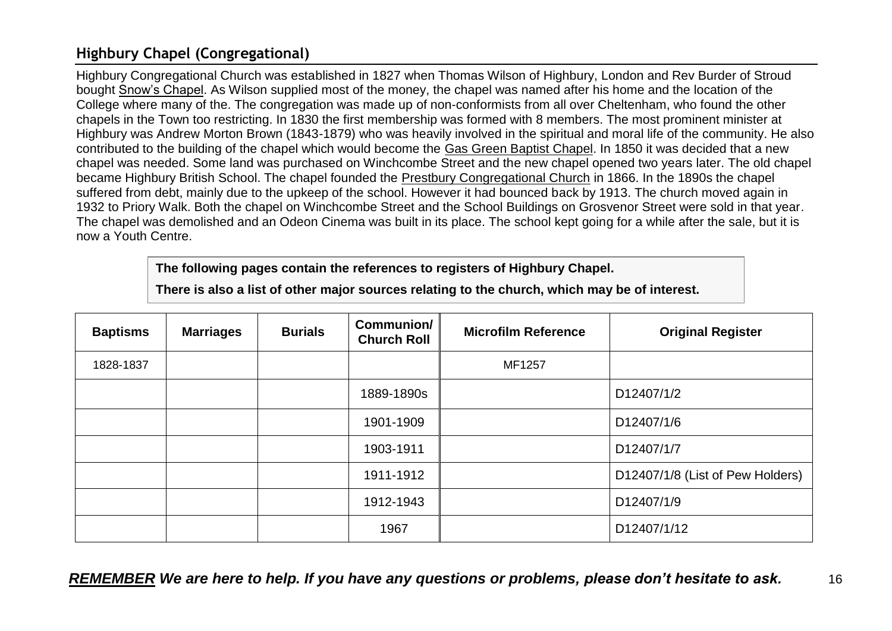## Highbury Chapel (Congregational)

Highbury Congregational Church was established in 1827 when Thomas Wilson of Highbury, London and Rev Burder of Stroud bought Snow's Chapel. As Wilson supplied most of the money, the chapel was named after his home and the location of the College where many of the. The congregation was made up of non-conformists from all over Cheltenham, who found the other chapels in the Town too restricting. In 1830 the first membership was formed with 8 members. The most prominent minister at Highbury was Andrew Morton Brown (1843-1879) who was heavily involved in the spiritual and moral life of the community. He also contributed to the building of the chapel which would become the Gas Green Baptist Chapel. In 1850 it was decided that a new chapel was needed. Some land was purchased on Winchcombe Street and the new chapel opened two years later. The old chapel became Highbury British School. The chapel founded the Prestbury Congregational Church in 1866. In the 1890s the chapel suffered from debt, mainly due to the upkeep of the school. However it had bounced back by 1913. The church moved again in 1932 to Priory Walk. Both the chapel on Winchcombe Street and the School Buildings on Grosvenor Street were sold in that year. The chapel was demolished and an Odeon Cinema was built in its place. The school kept going for a while after the sale, but it is now a Youth Centre.

**The following pages contain the references to registers of Highbury Chapel.**

**There is also a list of other major sources relating to the church, which may be of interest.**

| Baptisms | Marriages | Burials | Communion/ Church Roll | Microfilm Reference | Original Register |
|---|---|---|---|---|---|
| 1828-1837 | | | | MF1257 | |
| | | | 1889-1890s | | D12407/1/2 |
| | | | 1901-1909 | | D12407/1/6 |
| | | | 1903-1911 | | D12407/1/7 |
| | | | 1911-1912 | | D12407/1/8 (List of Pew Holders) |
| | | | 1912-1943 | | D12407/1/9 |
| | | | 1967 | | D12407/1/12 |

***REMEMBER We are here to help. If you have any questions or problems, please don't hesitate to ask.***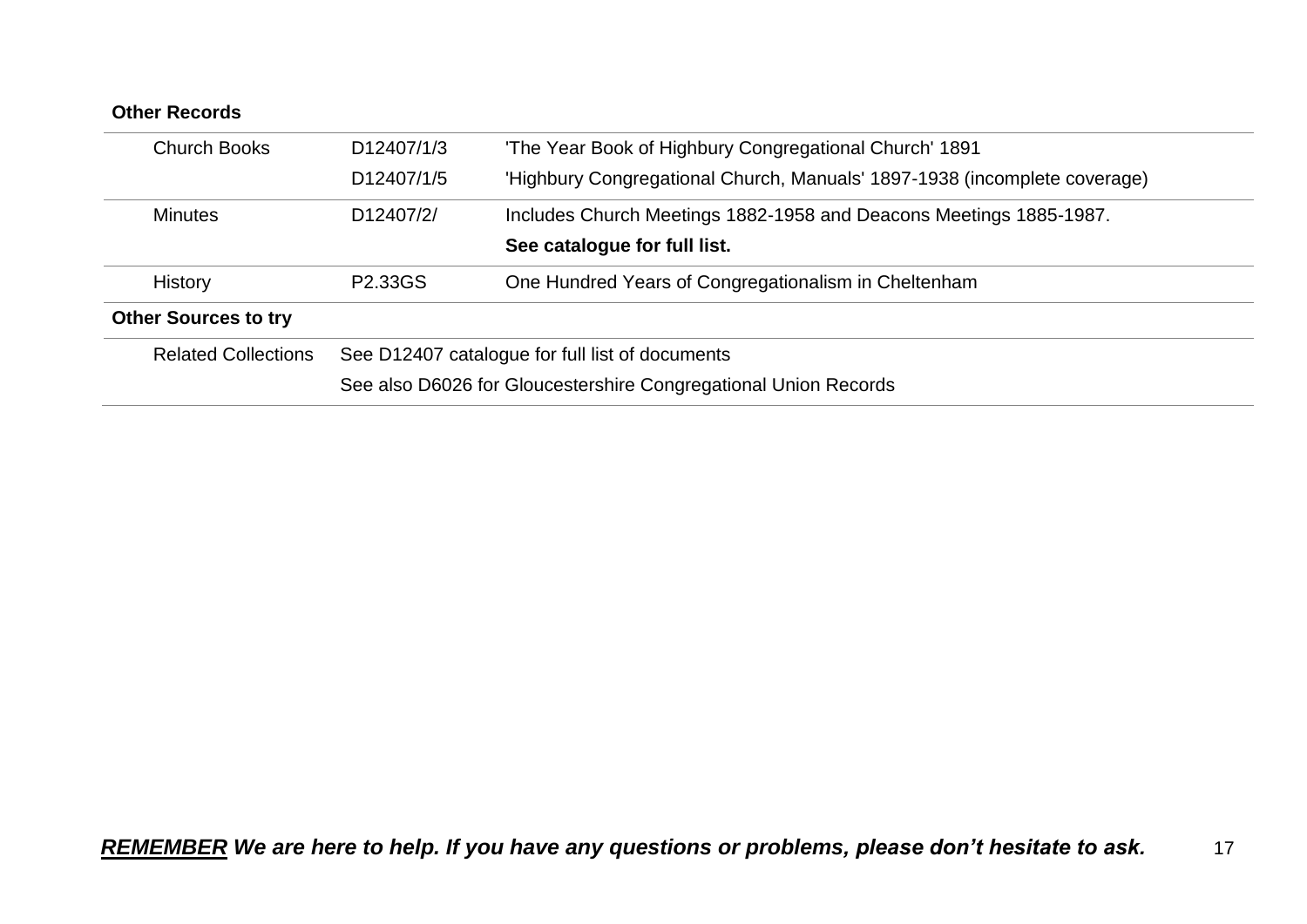**Other Records**

| | | |
|---|---|---|
| Church Books | D12407/1/3 | 'The Year Book of Highbury Congregational Church' 1891 |
| | D12407/1/5 | 'Highbury Congregational Church, Manuals' 1897-1938 (incomplete coverage) |
| Minutes | D12407/2/ | Includes Church Meetings 1882-1958 and Deacons Meetings 1885-1987. |
| | | **See catalogue for full list.** |
| History | P2.33GS | One Hundred Years of Congregationalism in Cheltenham |

**Other Sources to try**

| | |
|---|---|
| Related Collections | See D12407 catalogue for full list of documents |
| | See also D6026 for Gloucestershire Congregational Union Records |

***REMEMBER* We are here to help. If you have any questions or problems, please don't hesitate to ask.**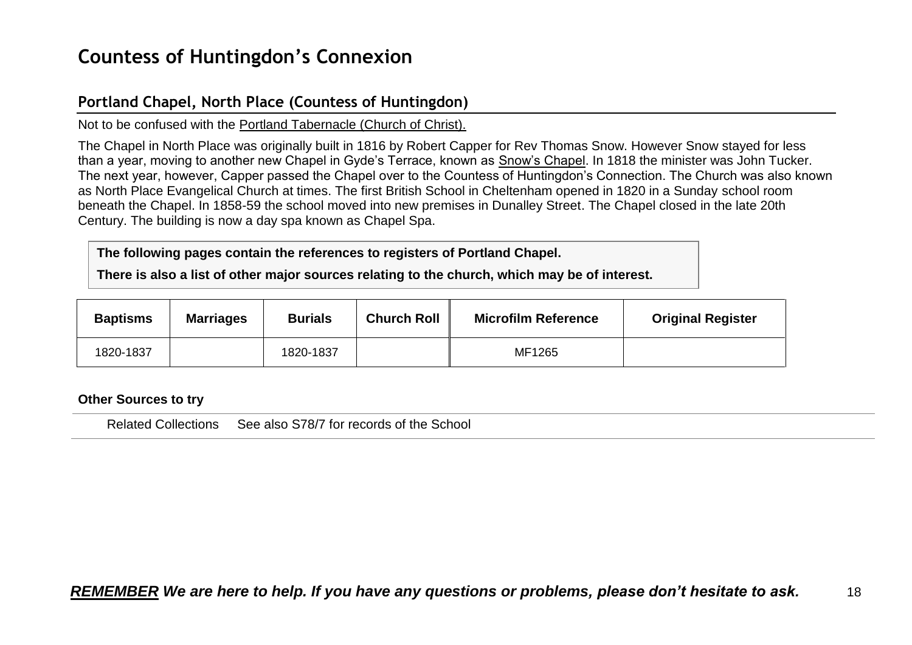# Countess of Huntingdon's Connexion

## Portland Chapel, North Place (Countess of Huntingdon)

Not to be confused with the Portland Tabernacle (Church of Christ).

The Chapel in North Place was originally built in 1816 by Robert Capper for Rev Thomas Snow. However Snow stayed for less than a year, moving to another new Chapel in Gyde's Terrace, known as Snow's Chapel. In 1818 the minister was John Tucker. The next year, however, Capper passed the Chapel over to the Countess of Huntingdon's Connection. The Church was also known as North Place Evangelical Church at times. The first British School in Cheltenham opened in 1820 in a Sunday school room beneath the Chapel. In 1858-59 the school moved into new premises in Dunalley Street. The Chapel closed in the late 20th Century. The building is now a day spa known as Chapel Spa.

**The following pages contain the references to registers of Portland Chapel.**

**There is also a list of other major sources relating to the church, which may be of interest.**

| Baptisms | Marriages | Burials | Church Roll | Microfilm Reference | Original Register |
|---|---|---|---|---|---|
| 1820-1837 | | 1820-1837 | | MF1265 | |

**Other Sources to try**

| | |
|---|---|
| Related Collections | See also S78/7 for records of the School |

***REMEMBER We are here to help. If you have any questions or problems, please don't hesitate to ask.***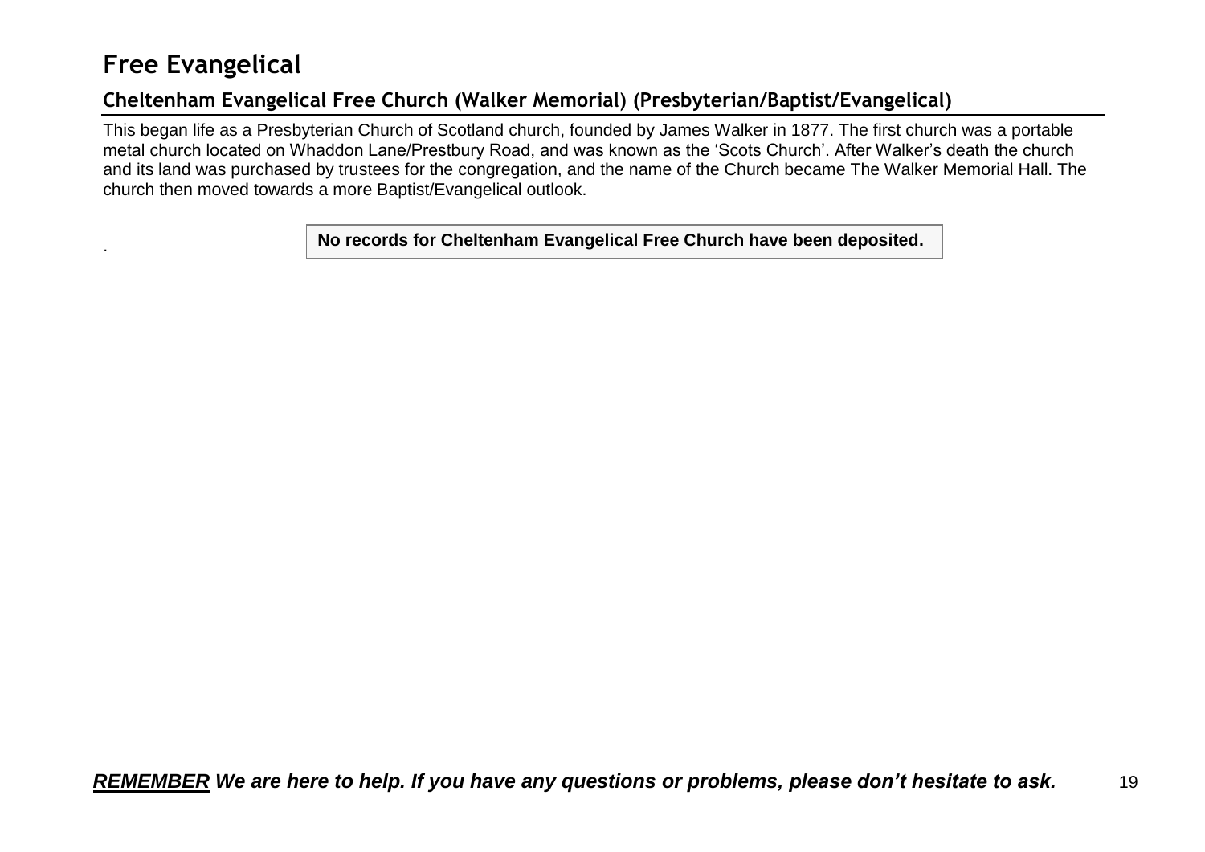# Free Evangelical

## Cheltenham Evangelical Free Church (Walker Memorial) (Presbyterian/Baptist/Evangelical)

This began life as a Presbyterian Church of Scotland church, founded by James Walker in 1877. The first church was a portable metal church located on Whaddon Lane/Prestbury Road, and was known as the 'Scots Church'. After Walker's death the church and its land was purchased by trustees for the congregation, and the name of the Church became The Walker Memorial Hall. The church then moved towards a more Baptist/Evangelical outlook.

**No records for Cheltenham Evangelical Free Church have been deposited.**

***REMEMBER** We are here to help. If you have any questions or problems, please don't hesitate to ask.*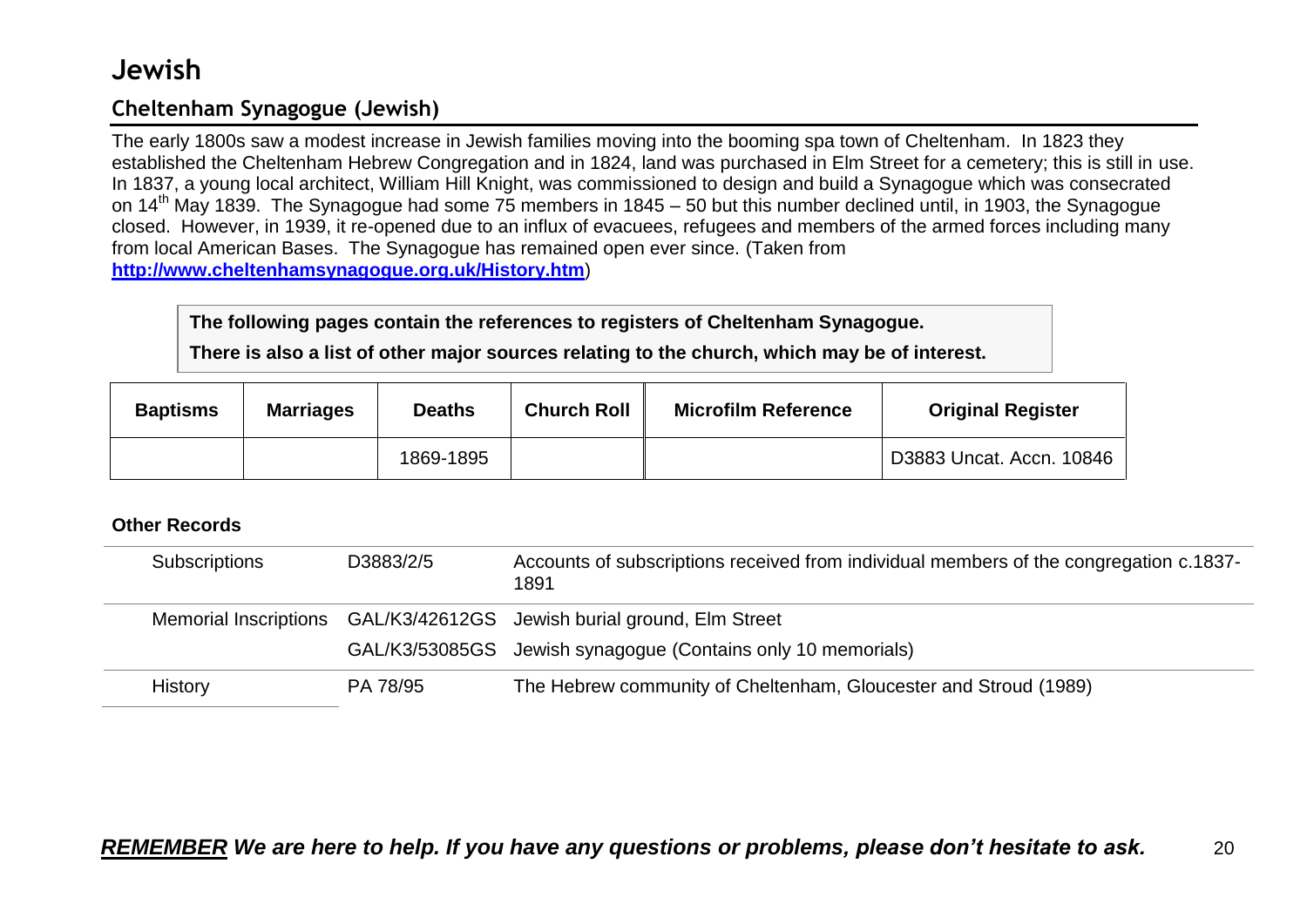# Jewish

## Cheltenham Synagogue (Jewish)

The early 1800s saw a modest increase in Jewish families moving into the booming spa town of Cheltenham. In 1823 they established the Cheltenham Hebrew Congregation and in 1824, land was purchased in Elm Street for a cemetery; this is still in use. In 1837, a young local architect, William Hill Knight, was commissioned to design and build a Synagogue which was consecrated on 14th May 1839. The Synagogue had some 75 members in 1845 – 50 but this number declined until, in 1903, the Synagogue closed. However, in 1939, it re-opened due to an influx of evacuees, refugees and members of the armed forces including many from local American Bases. The Synagogue has remained open ever since. (Taken from **http://www.cheltenhamsynagogue.org.uk/History.htm**)

**The following pages contain the references to registers of Cheltenham Synagogue.**

**There is also a list of other major sources relating to the church, which may be of interest.**

| Baptisms | Marriages | Deaths | Church Roll | Microfilm Reference | Original Register |
|---|---|---|---|---|---|
| | | 1869-1895 | | | D3883 Uncat. Accn. 10846 |

**Other Records**

| | | |
|---|---|---|
| Subscriptions | D3883/2/5 | Accounts of subscriptions received from individual members of the congregation c.1837-1891 |
| Memorial Inscriptions | GAL/K3/42612GS | Jewish burial ground, Elm Street |
| | GAL/K3/53085GS | Jewish synagogue (Contains only 10 memorials) |
| History | PA 78/95 | The Hebrew community of Cheltenham, Gloucester and Stroud (1989) |

***REMEMBER** We are here to help. If you have any questions or problems, please don't hesitate to ask.*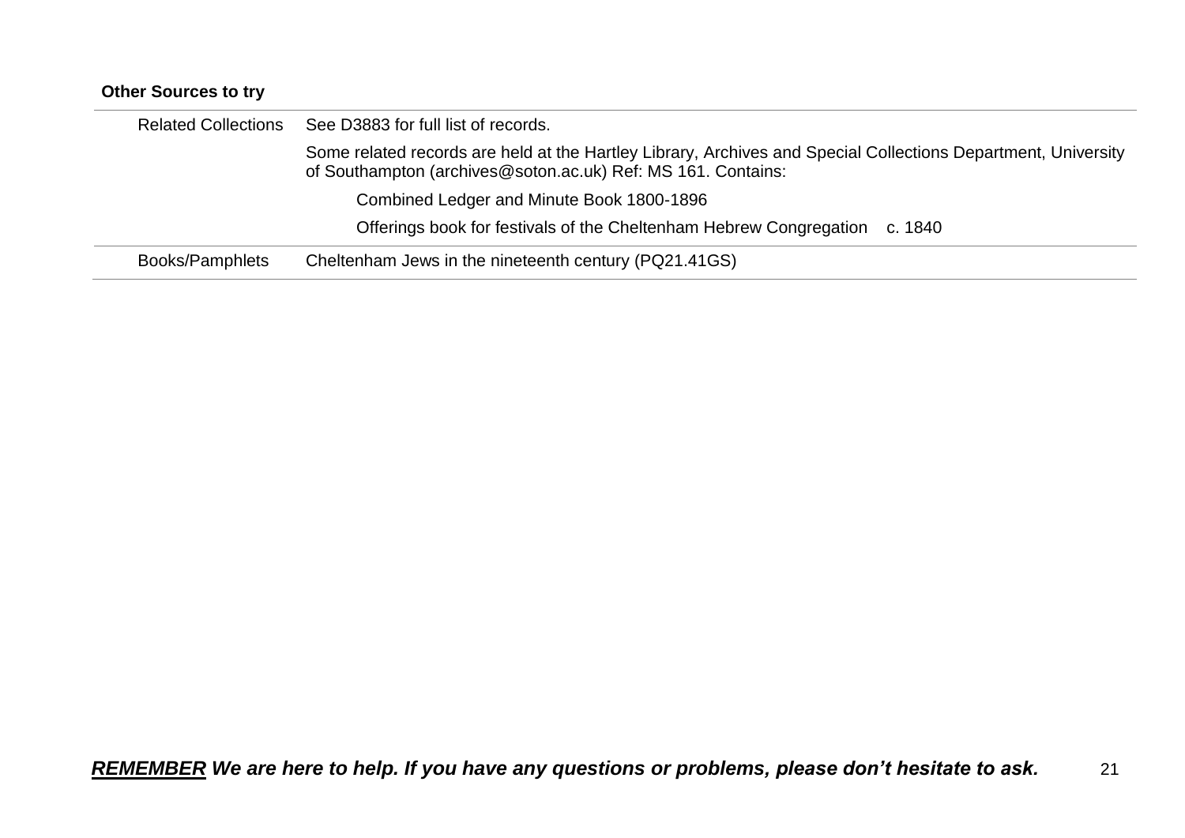**Other Sources to try**

| | |
|---|---|
| Related Collections | See D3883 for full list of records.<br><br>Some related records are held at the Hartley Library, Archives and Special Collections Department, University of Southampton (archives@soton.ac.uk) Ref: MS 161. Contains:<br><br>Combined Ledger and Minute Book 1800-1896<br><br>Offerings book for festivals of the Cheltenham Hebrew Congregation c. 1840 |
| Books/Pamphlets | Cheltenham Jews in the nineteenth century (PQ21.41GS) |

***REMEMBER** We are here to help. If you have any questions or problems, please don't hesitate to ask.*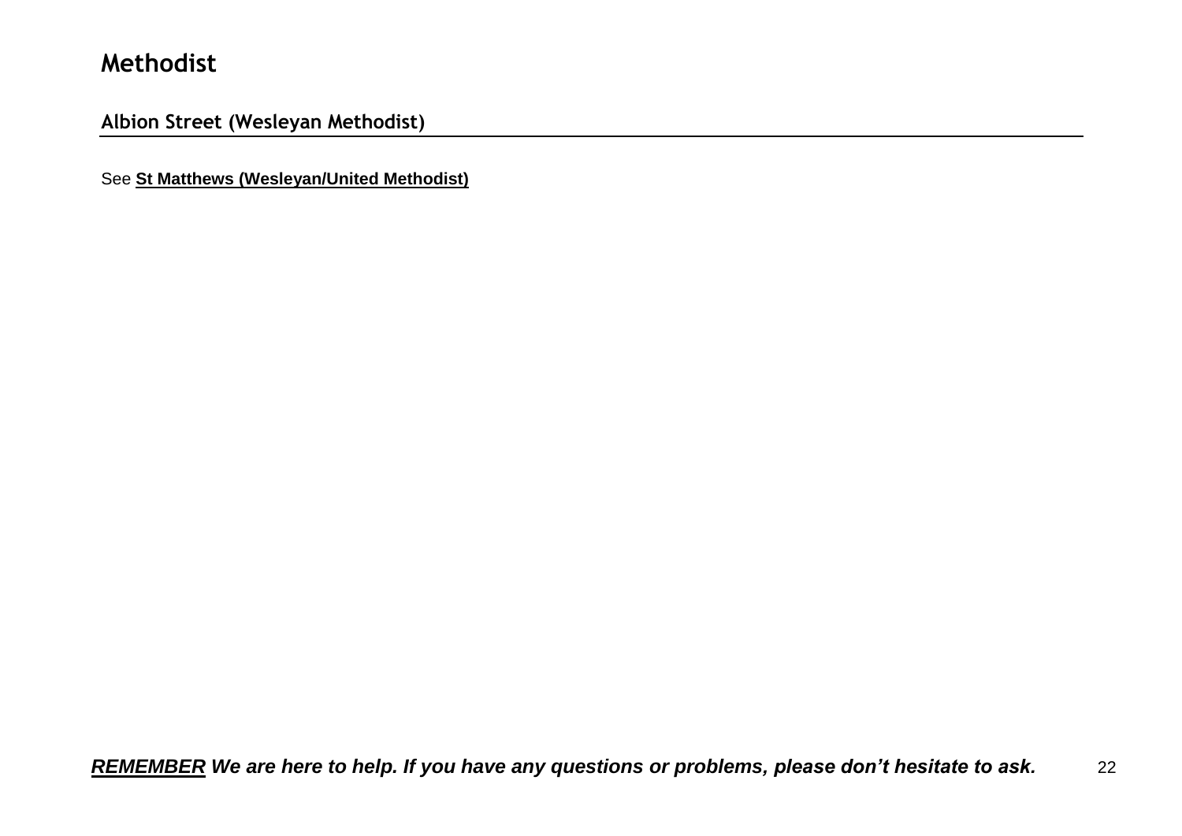# Methodist

## Albion Street (Wesleyan Methodist)

See **St Matthews (Wesleyan/United Methodist)**

***REMEMBER* We are here to help. If you have any questions or problems, please don't hesitate to ask.**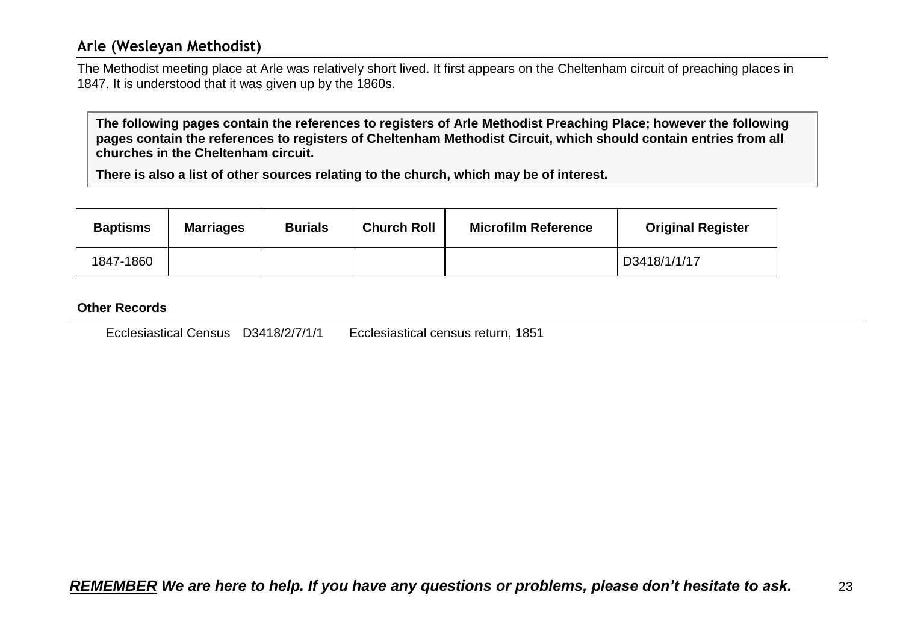## Arle (Wesleyan Methodist)

The Methodist meeting place at Arle was relatively short lived. It first appears on the Cheltenham circuit of preaching places in 1847. It is understood that it was given up by the 1860s.

**The following pages contain the references to registers of Arle Methodist Preaching Place; however the following pages contain the references to registers of Cheltenham Methodist Circuit, which should contain entries from all churches in the Cheltenham circuit.**

**There is also a list of other sources relating to the church, which may be of interest.**

| Baptisms | Marriages | Burials | Church Roll | Microfilm Reference | Original Register |
|---|---|---|---|---|---|
| 1847-1860 | | | | | D3418/1/1/17 |

**Other Records**

| | | |
|---|---|---|
| Ecclesiastical Census | D3418/2/7/1/1 | Ecclesiastical census return, 1851 |

***REMEMBER** We are here to help. If you have any questions or problems, please don't hesitate to ask.*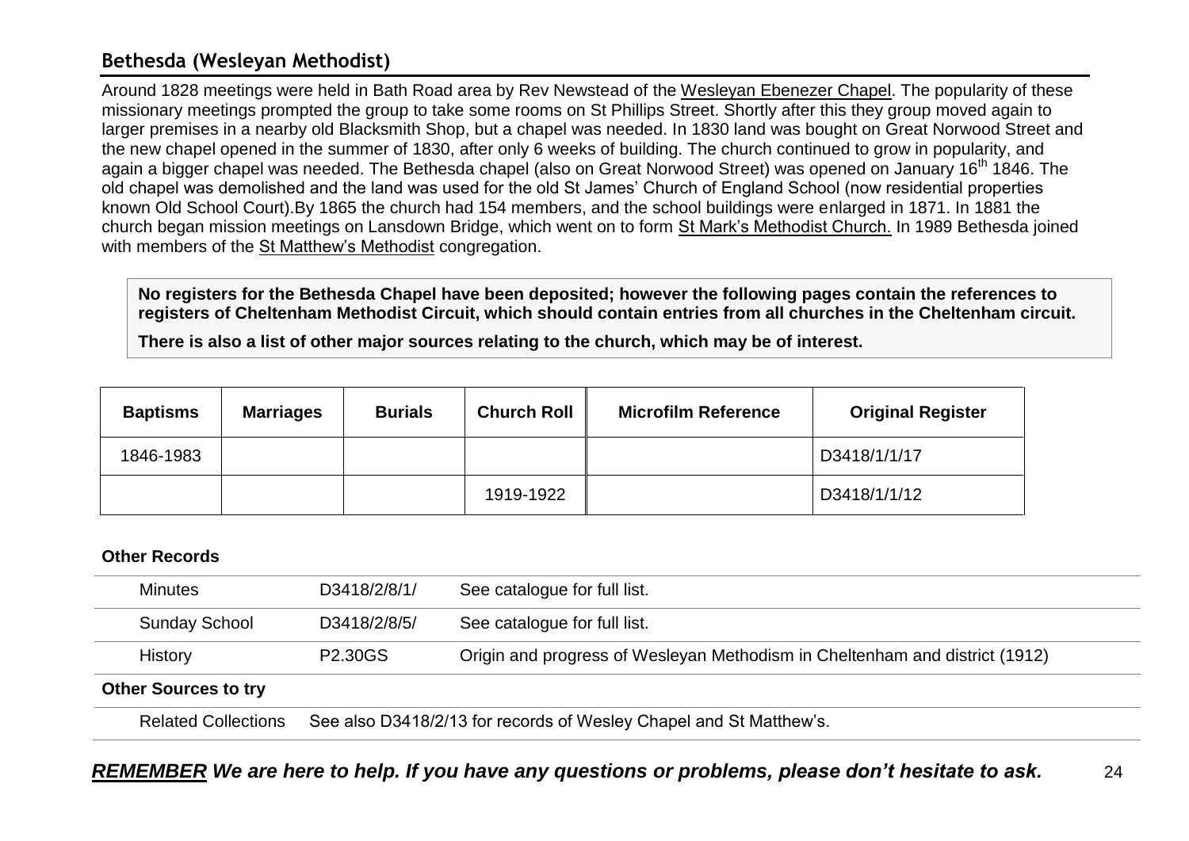## Bethesda (Wesleyan Methodist)

Around 1828 meetings were held in Bath Road area by Rev Newstead of the Wesleyan Ebenezer Chapel. The popularity of these missionary meetings prompted the group to take some rooms on St Phillips Street. Shortly after this they group moved again to larger premises in a nearby old Blacksmith Shop, but a chapel was needed. In 1830 land was bought on Great Norwood Street and the new chapel opened in the summer of 1830, after only 6 weeks of building. The church continued to grow in popularity, and again a bigger chapel was needed. The Bethesda chapel (also on Great Norwood Street) was opened on January 16th 1846. The old chapel was demolished and the land was used for the old St James' Church of England School (now residential properties known Old School Court).By 1865 the church had 154 members, and the school buildings were enlarged in 1871. In 1881 the church began mission meetings on Lansdown Bridge, which went on to form St Mark's Methodist Church. In 1989 Bethesda joined with members of the St Matthew's Methodist congregation.

**No registers for the Bethesda Chapel have been deposited; however the following pages contain the references to registers of Cheltenham Methodist Circuit, which should contain entries from all churches in the Cheltenham circuit.**

**There is also a list of other major sources relating to the church, which may be of interest.**

| Baptisms | Marriages | Burials | Church Roll | Microfilm Reference | Original Register |
|---|---|---|---|---|---|
| 1846-1983 | | | | | D3418/1/1/17 |
| | | | 1919-1922 | | D3418/1/1/12 |

**Other Records**

| | | |
|---|---|---|
| Minutes | D3418/2/8/1/ | See catalogue for full list. |
| Sunday School | D3418/2/8/5/ | See catalogue for full list. |
| History | P2.30GS | Origin and progress of Wesleyan Methodism in Cheltenham and district (1912) |

**Other Sources to try**

Related Collections See also D3418/2/13 for records of Wesley Chapel and St Matthew's.

***<u>REMEMBER</u> We are here to help. If you have any questions or problems, please don't hesitate to ask.***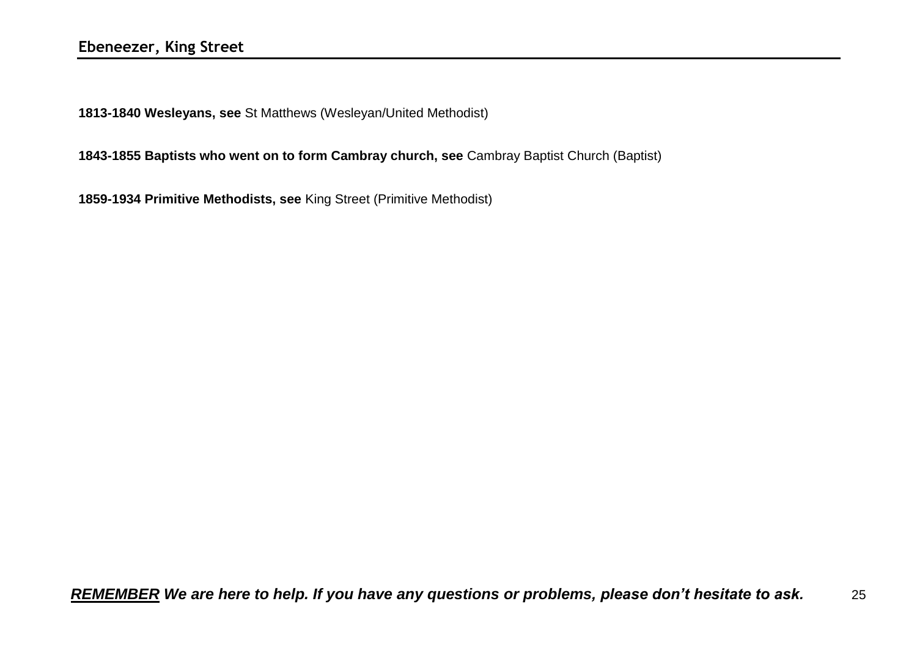## Ebeneezer, King Street

**1813-1840 Wesleyans, see** St Matthews (Wesleyan/United Methodist)

**1843-1855 Baptists who went on to form Cambray church, see** Cambray Baptist Church (Baptist)

**1859-1934 Primitive Methodists, see** King Street (Primitive Methodist)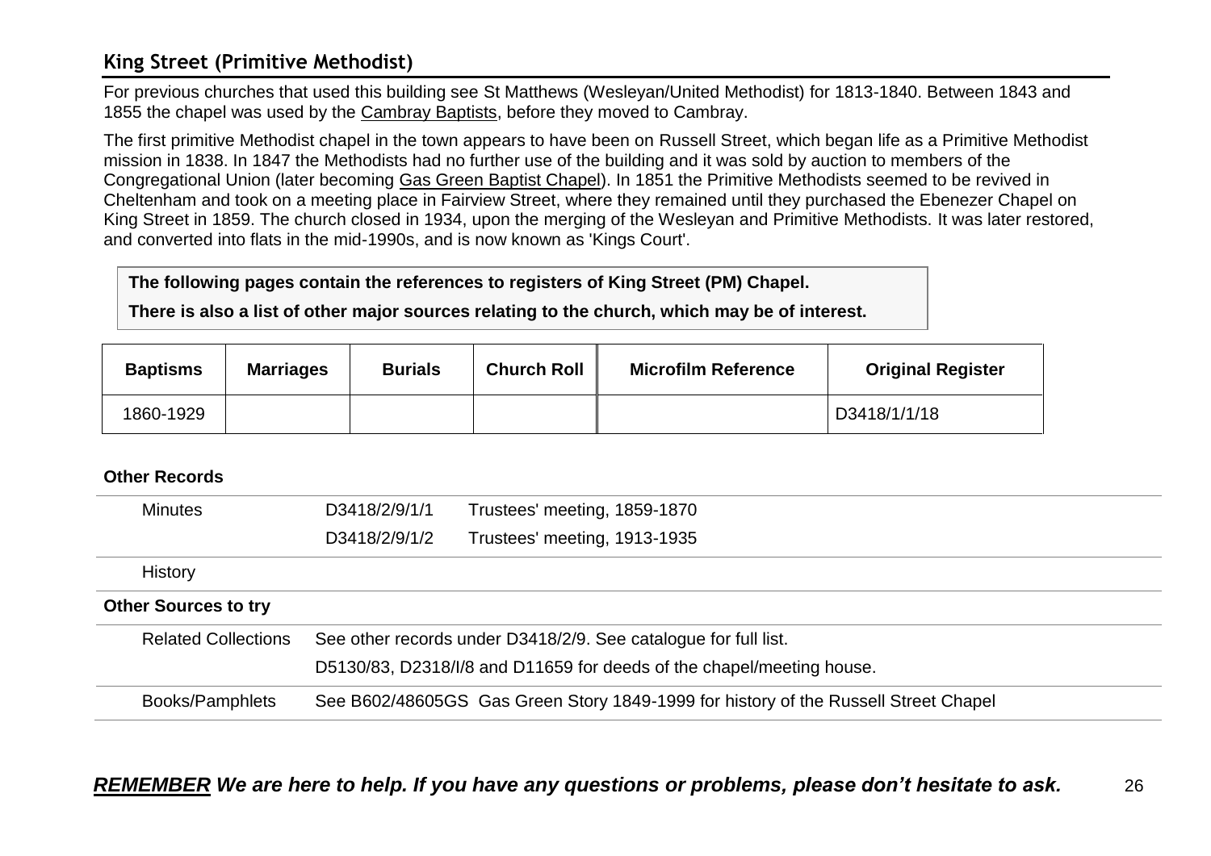## King Street (Primitive Methodist)

For previous churches that used this building see St Matthews (Wesleyan/United Methodist) for 1813-1840. Between 1843 and 1855 the chapel was used by the Cambray Baptists, before they moved to Cambray.

The first primitive Methodist chapel in the town appears to have been on Russell Street, which began life as a Primitive Methodist mission in 1838. In 1847 the Methodists had no further use of the building and it was sold by auction to members of the Congregational Union (later becoming Gas Green Baptist Chapel). In 1851 the Primitive Methodists seemed to be revived in Cheltenham and took on a meeting place in Fairview Street, where they remained until they purchased the Ebenezer Chapel on King Street in 1859. The church closed in 1934, upon the merging of the Wesleyan and Primitive Methodists. It was later restored, and converted into flats in the mid-1990s, and is now known as 'Kings Court'.

**The following pages contain the references to registers of King Street (PM) Chapel.**

**There is also a list of other major sources relating to the church, which may be of interest.**

| Baptisms | Marriages | Burials | Church Roll | Microfilm Reference | Original Register |
|---|---|---|---|---|---|
| 1860-1929 | | | | | D3418/1/1/18 |

**Other Records**

| | | |
|---|---|---|
| Minutes | D3418/2/9/1/1 | Trustees' meeting, 1859-1870 |
| | D3418/2/9/1/2 | Trustees' meeting, 1913-1935 |
| History | | |

**Other Sources to try**

| | |
|---|---|
| Related Collections | See other records under D3418/2/9. See catalogue for full list. |
| | D5130/83, D2318/I/8 and D11659 for deeds of the chapel/meeting house. |
| Books/Pamphlets | See B602/48605GS Gas Green Story 1849-1999 for history of the Russell Street Chapel |

***REMEMBER We are here to help. If you have any questions or problems, please don't hesitate to ask.***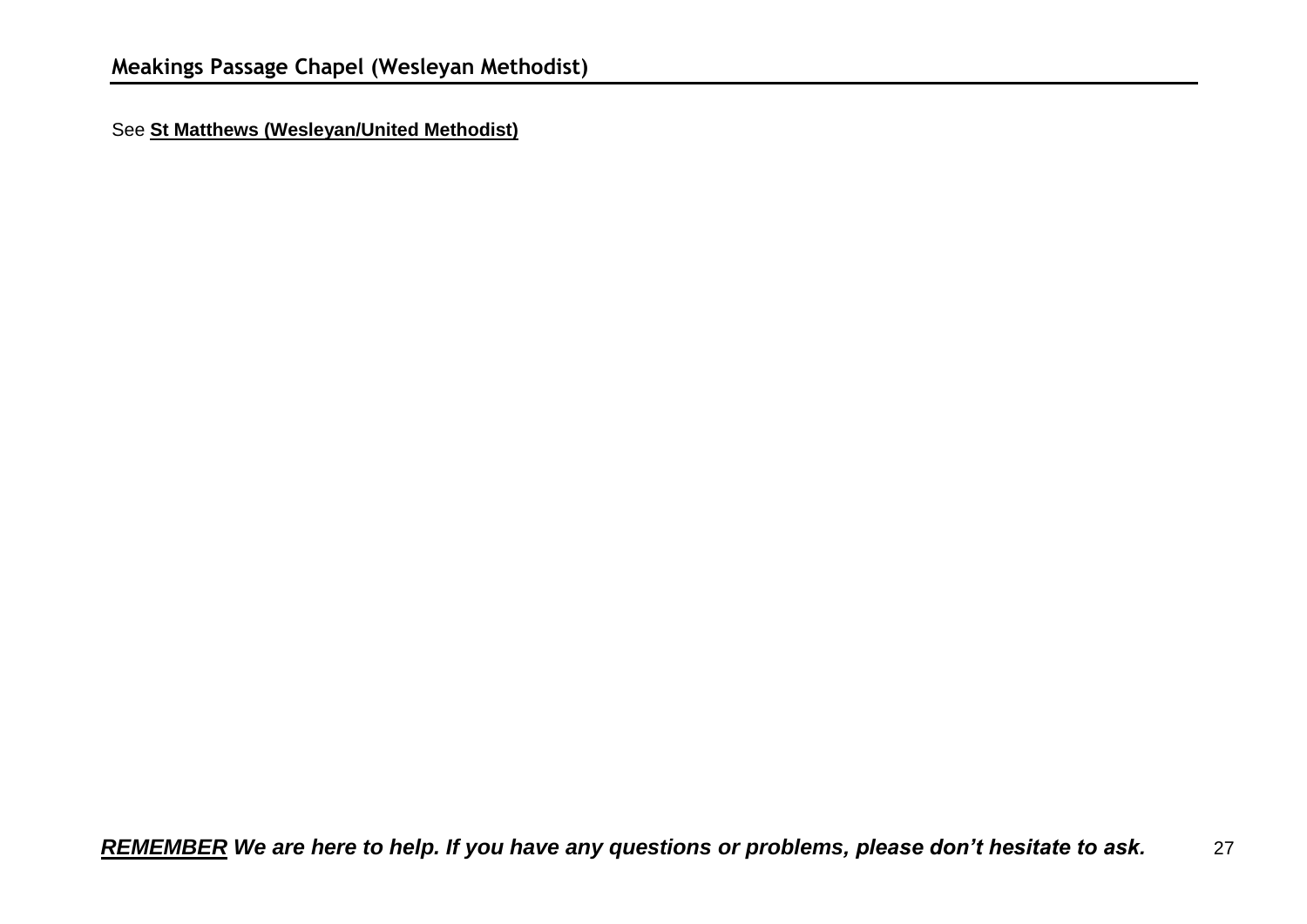## Meakings Passage Chapel (Wesleyan Methodist)

See **St Matthews (Wesleyan/United Methodist)**

***REMEMBER* We are here to help. If you have any questions or problems, please don't hesitate to ask.**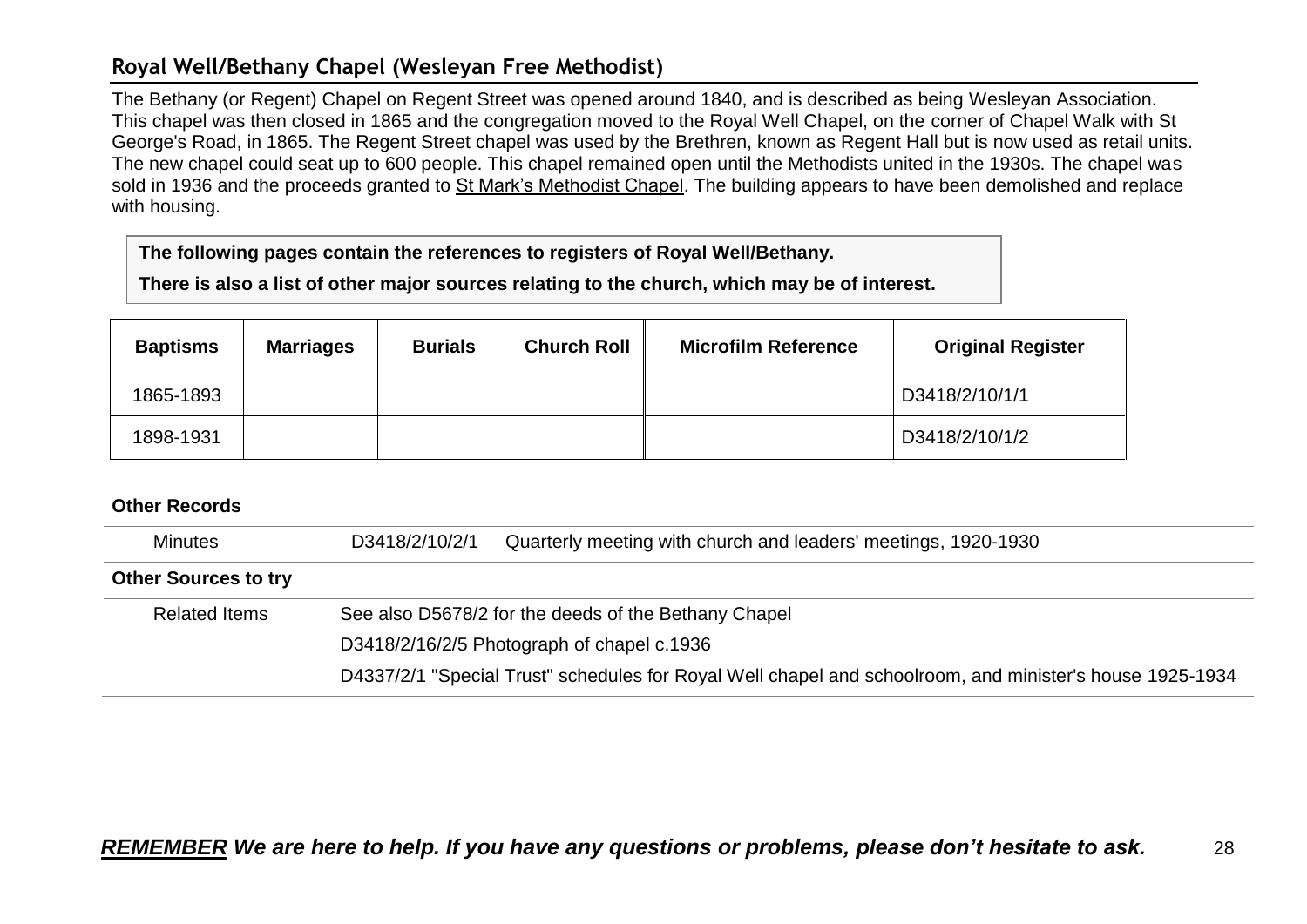## Royal Well/Bethany Chapel (Wesleyan Free Methodist)

The Bethany (or Regent) Chapel on Regent Street was opened around 1840, and is described as being Wesleyan Association. This chapel was then closed in 1865 and the congregation moved to the Royal Well Chapel, on the corner of Chapel Walk with St George's Road, in 1865. The Regent Street chapel was used by the Brethren, known as Regent Hall but is now used as retail units. The new chapel could seat up to 600 people. This chapel remained open until the Methodists united in the 1930s. The chapel was sold in 1936 and the proceeds granted to St Mark's Methodist Chapel. The building appears to have been demolished and replace with housing.

**The following pages contain the references to registers of Royal Well/Bethany.**

**There is also a list of other major sources relating to the church, which may be of interest.**

| Baptisms | Marriages | Burials | Church Roll | Microfilm Reference | Original Register |
|---|---|---|---|---|---|
| 1865-1893 | | | | | D3418/2/10/1/1 |
| 1898-1931 | | | | | D3418/2/10/1/2 |

**Other Records**

| | | |
|---|---|---|
| Minutes | D3418/2/10/2/1 | Quarterly meeting with church and leaders' meetings, 1920-1930 |

**Other Sources to try**

| | |
|---|---|
| Related Items | See also D5678/2 for the deeds of the Bethany Chapel |
| | D3418/2/16/2/5 Photograph of chapel c.1936 |
| | D4337/2/1 "Special Trust" schedules for Royal Well chapel and schoolroom, and minister's house 1925-1934 |

***REMEMBER** We are here to help. If you have any questions or problems, please don't hesitate to ask.*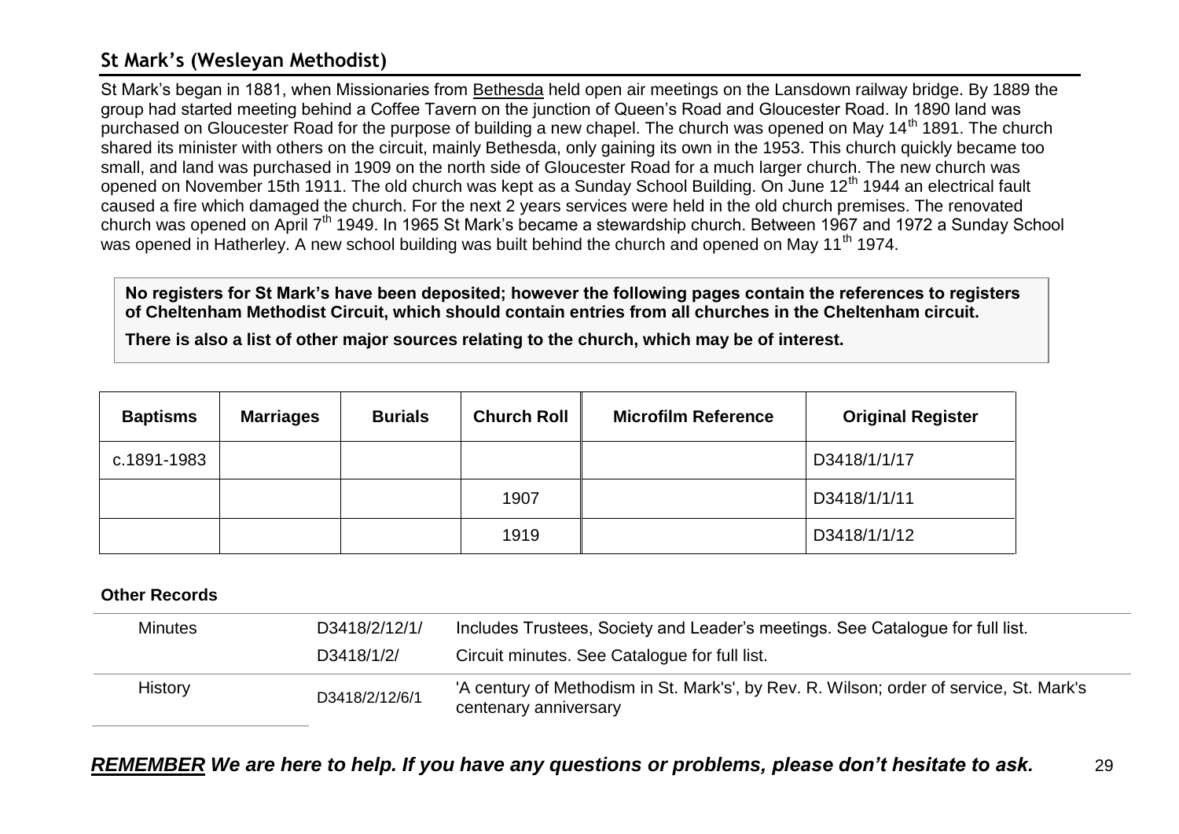## St Mark's (Wesleyan Methodist)

St Mark's began in 1881, when Missionaries from Bethesda held open air meetings on the Lansdown railway bridge. By 1889 the group had started meeting behind a Coffee Tavern on the junction of Queen's Road and Gloucester Road. In 1890 land was purchased on Gloucester Road for the purpose of building a new chapel. The church was opened on May 14th 1891. The church shared its minister with others on the circuit, mainly Bethesda, only gaining its own in the 1953. This church quickly became too small, and land was purchased in 1909 on the north side of Gloucester Road for a much larger church. The new church was opened on November 15th 1911. The old church was kept as a Sunday School Building. On June 12th 1944 an electrical fault caused a fire which damaged the church. For the next 2 years services were held in the old church premises. The renovated church was opened on April 7th 1949. In 1965 St Mark's became a stewardship church. Between 1967 and 1972 a Sunday School was opened in Hatherley. A new school building was built behind the church and opened on May 11th 1974.

**No registers for St Mark's have been deposited; however the following pages contain the references to registers of Cheltenham Methodist Circuit, which should contain entries from all churches in the Cheltenham circuit.**

**There is also a list of other major sources relating to the church, which may be of interest.**

| Baptisms | Marriages | Burials | Church Roll | Microfilm Reference | Original Register |
|---|---|---|---|---|---|
| c.1891-1983 | | | | | D3418/1/1/17 |
| | | | 1907 | | D3418/1/1/11 |
| | | | 1919 | | D3418/1/1/12 |

**Other Records**

| | | |
|---|---|---|
| Minutes | D3418/2/12/1/ | Includes Trustees, Society and Leader's meetings. See Catalogue for full list. |
| | D3418/1/2/ | Circuit minutes. See Catalogue for full list. |
| History | D3418/2/12/6/1 | 'A century of Methodism in St. Mark's', by Rev. R. Wilson; order of service, St. Mark's centenary anniversary |

***REMEMBER We are here to help. If you have any questions or problems, please don't hesitate to ask.***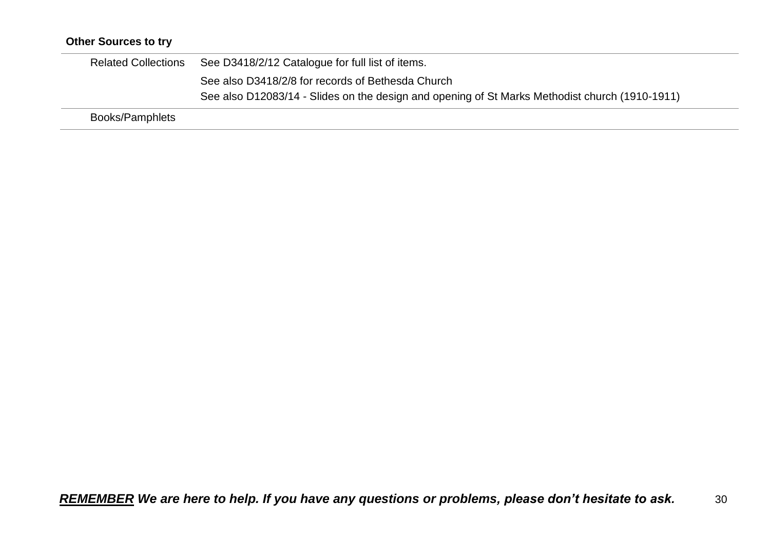**Other Sources to try**

| | |
|---|---|
| Related Collections | See D3418/2/12 Catalogue for full list of items.<br>See also D3418/2/8 for records of Bethesda Church<br>See also D12083/14 - Slides on the design and opening of St Marks Methodist church (1910-1911) |
| Books/Pamphlets | |

***<u>REMEMBER</u> We are here to help. If you have any questions or problems, please don't hesitate to ask.***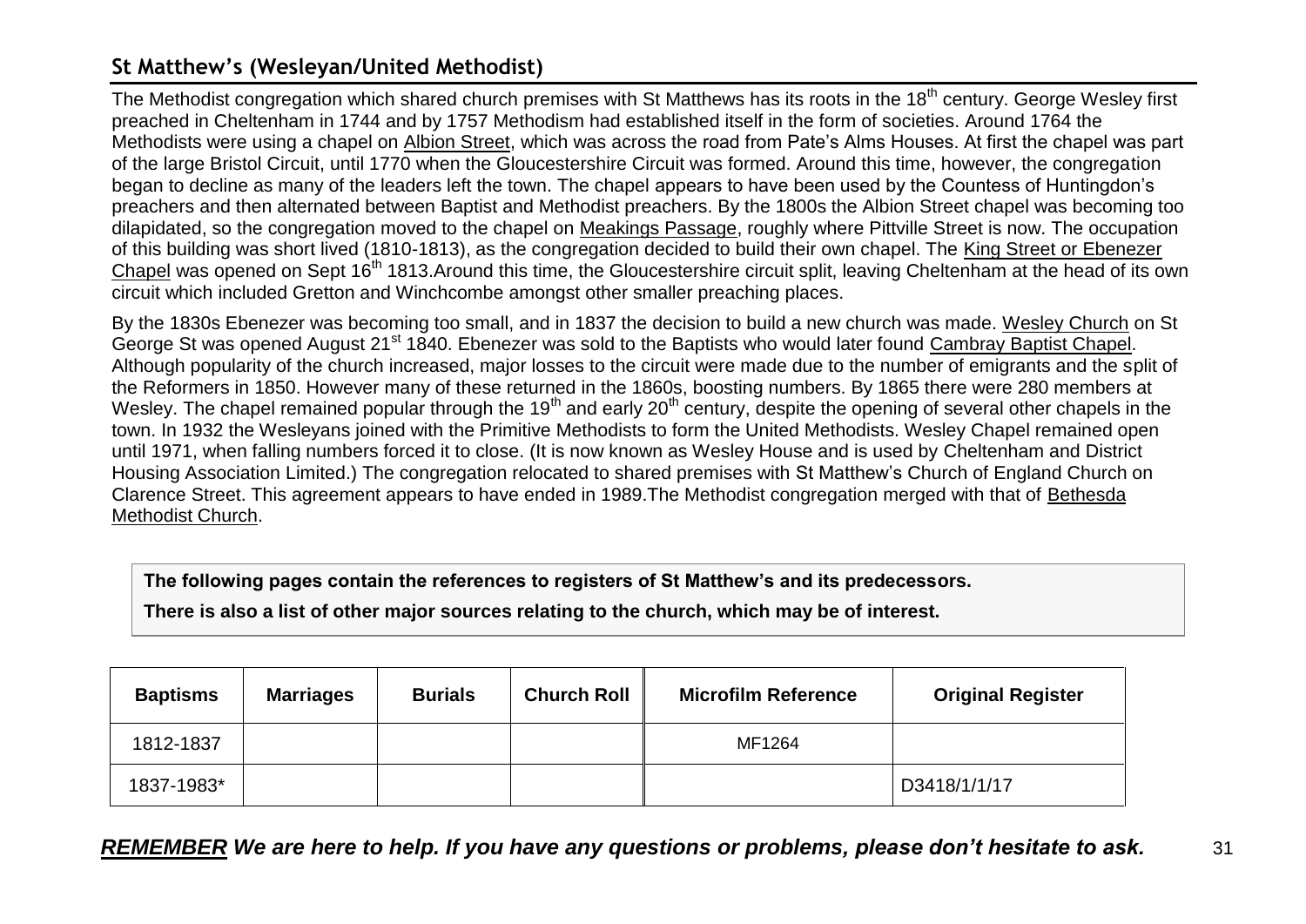## St Matthew's (Wesleyan/United Methodist)

The Methodist congregation which shared church premises with St Matthews has its roots in the 18th century. George Wesley first preached in Cheltenham in 1744 and by 1757 Methodism had established itself in the form of societies. Around 1764 the Methodists were using a chapel on Albion Street, which was across the road from Pate's Alms Houses. At first the chapel was part of the large Bristol Circuit, until 1770 when the Gloucestershire Circuit was formed. Around this time, however, the congregation began to decline as many of the leaders left the town. The chapel appears to have been used by the Countess of Huntingdon's preachers and then alternated between Baptist and Methodist preachers. By the 1800s the Albion Street chapel was becoming too dilapidated, so the congregation moved to the chapel on Meakings Passage, roughly where Pittville Street is now. The occupation of this building was short lived (1810-1813), as the congregation decided to build their own chapel. The King Street or Ebenezer Chapel was opened on Sept 16th 1813.Around this time, the Gloucestershire circuit split, leaving Cheltenham at the head of its own circuit which included Gretton and Winchcombe amongst other smaller preaching places.

By the 1830s Ebenezer was becoming too small, and in 1837 the decision to build a new church was made. Wesley Church on St George St was opened August 21st 1840. Ebenezer was sold to the Baptists who would later found Cambray Baptist Chapel. Although popularity of the church increased, major losses to the circuit were made due to the number of emigrants and the split of the Reformers in 1850. However many of these returned in the 1860s, boosting numbers. By 1865 there were 280 members at Wesley. The chapel remained popular through the 19th and early 20th century, despite the opening of several other chapels in the town. In 1932 the Wesleyans joined with the Primitive Methodists to form the United Methodists. Wesley Chapel remained open until 1971, when falling numbers forced it to close. (It is now known as Wesley House and is used by Cheltenham and District Housing Association Limited.) The congregation relocated to shared premises with St Matthew's Church of England Church on Clarence Street. This agreement appears to have ended in 1989.The Methodist congregation merged with that of Bethesda Methodist Church.

**The following pages contain the references to registers of St Matthew's and its predecessors.**

**There is also a list of other major sources relating to the church, which may be of interest.**

| Baptisms | Marriages | Burials | Church Roll | Microfilm Reference | Original Register |
|---|---|---|---|---|---|
| 1812-1837 | | | | MF1264 | |
| 1837-1983* | | | | | D3418/1/1/17 |

***REMEMBER We are here to help. If you have any questions or problems, please don't hesitate to ask.***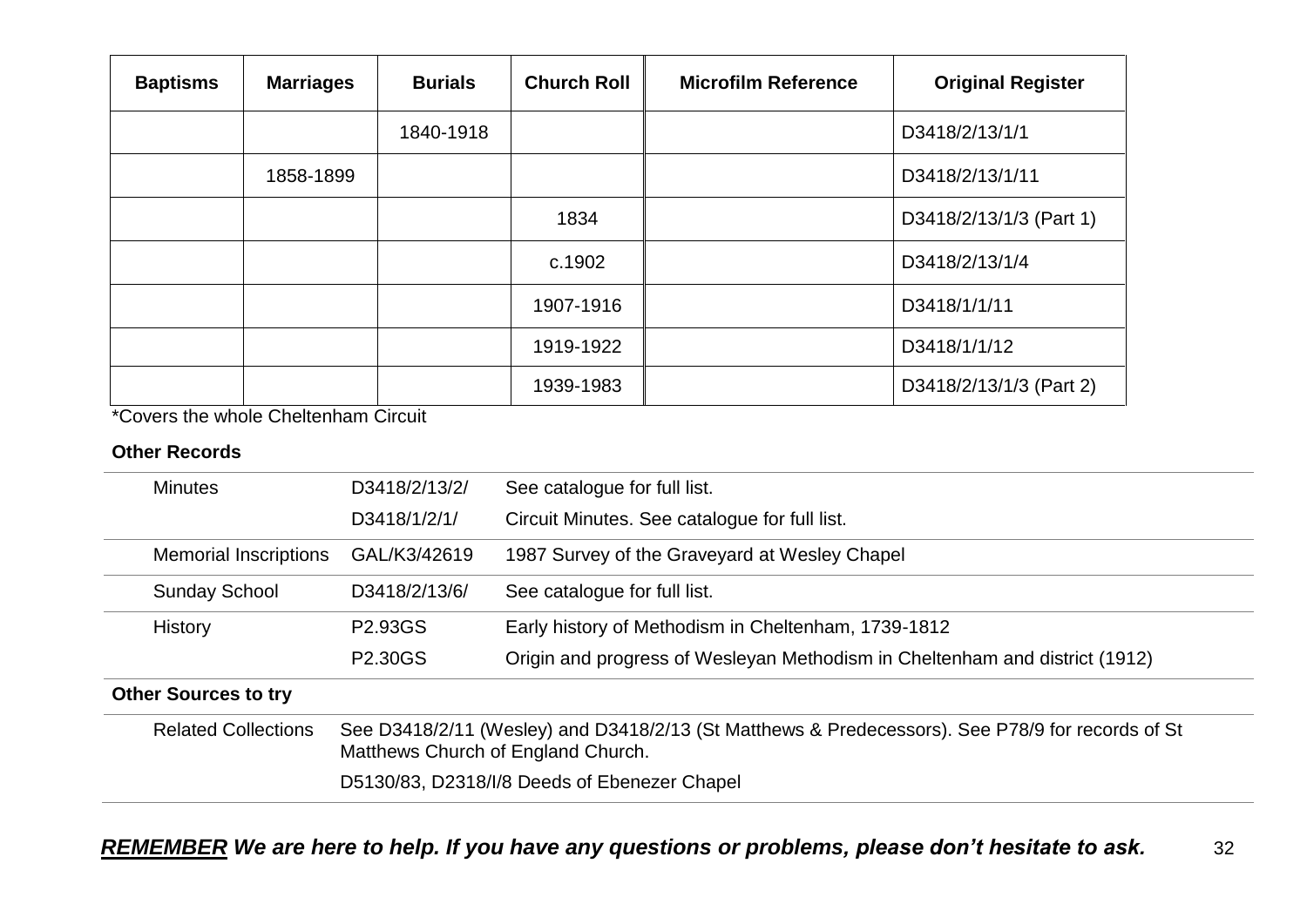| Baptisms | Marriages | Burials | Church Roll | Microfilm Reference | Original Register |
|---|---|---|---|---|---|
| | | 1840-1918 | | | D3418/2/13/1/1 |
| | 1858-1899 | | | | D3418/2/13/1/11 |
| | | | 1834 | | D3418/2/13/1/3 (Part 1) |
| | | | c.1902 | | D3418/2/13/1/4 |
| | | | 1907-1916 | | D3418/1/1/11 |
| | | | 1919-1922 | | D3418/1/1/12 |
| | | | 1939-1983 | | D3418/2/13/1/3 (Part 2) |

*Covers the whole Cheltenham Circuit

**Other Records**

| | | |
|---|---|---|
| Minutes | D3418/2/13/2/ | See catalogue for full list. |
| | D3418/1/2/1/ | Circuit Minutes. See catalogue for full list. |
| Memorial Inscriptions | GAL/K3/42619 | 1987 Survey of the Graveyard at Wesley Chapel |
| Sunday School | D3418/2/13/6/ | See catalogue for full list. |
| History | P2.93GS | Early history of Methodism in Cheltenham, 1739-1812 |
| | P2.30GS | Origin and progress of Wesleyan Methodism in Cheltenham and district (1912) |

**Other Sources to try**

| | |
|---|---|
| Related Collections | See D3418/2/11 (Wesley) and D3418/2/13 (St Matthews & Predecessors). See P78/9 for records of St Matthews Church of England Church. |
| | D5130/83, D2318/I/8 Deeds of Ebenezer Chapel |

***REMEMBER We are here to help. If you have any questions or problems, please don't hesitate to ask.***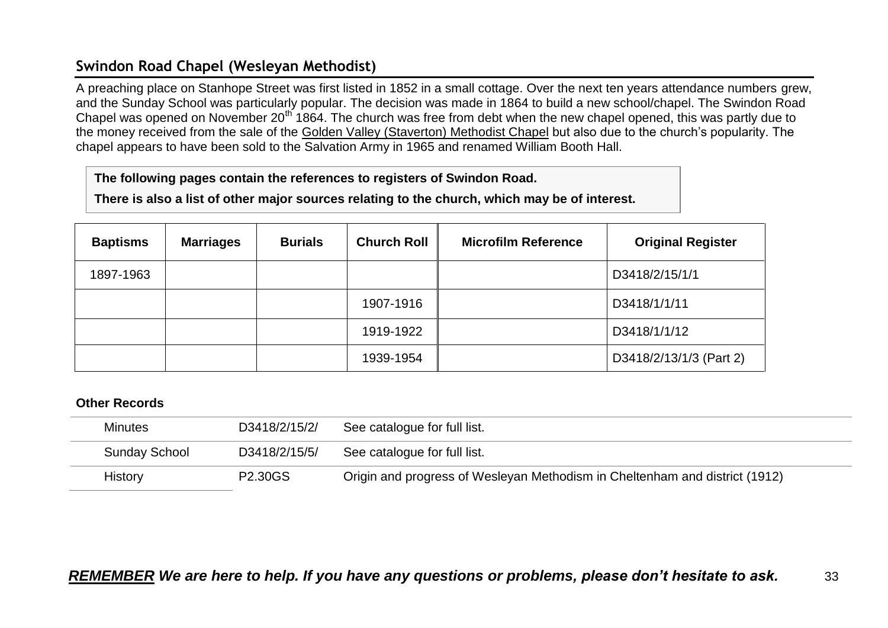## Swindon Road Chapel (Wesleyan Methodist)

A preaching place on Stanhope Street was first listed in 1852 in a small cottage. Over the next ten years attendance numbers grew, and the Sunday School was particularly popular. The decision was made in 1864 to build a new school/chapel. The Swindon Road Chapel was opened on November 20th 1864. The church was free from debt when the new chapel opened, this was partly due to the money received from the sale of the Golden Valley (Staverton) Methodist Chapel but also due to the church's popularity. The chapel appears to have been sold to the Salvation Army in 1965 and renamed William Booth Hall.

**The following pages contain the references to registers of Swindon Road.**

**There is also a list of other major sources relating to the church, which may be of interest.**

| Baptisms | Marriages | Burials | Church Roll | Microfilm Reference | Original Register |
|---|---|---|---|---|---|
| 1897-1963 | | | | | D3418/2/15/1/1 |
| | | | 1907-1916 | | D3418/1/1/11 |
| | | | 1919-1922 | | D3418/1/1/12 |
| | | | 1939-1954 | | D3418/2/13/1/3 (Part 2) |

**Other Records**

| | | |
|---|---|---|
| Minutes | D3418/2/15/2/ | See catalogue for full list. |
| Sunday School | D3418/2/15/5/ | See catalogue for full list. |
| History | P2.30GS | Origin and progress of Wesleyan Methodism in Cheltenham and district (1912) |

***REMEMBER We are here to help. If you have any questions or problems, please don't hesitate to ask.***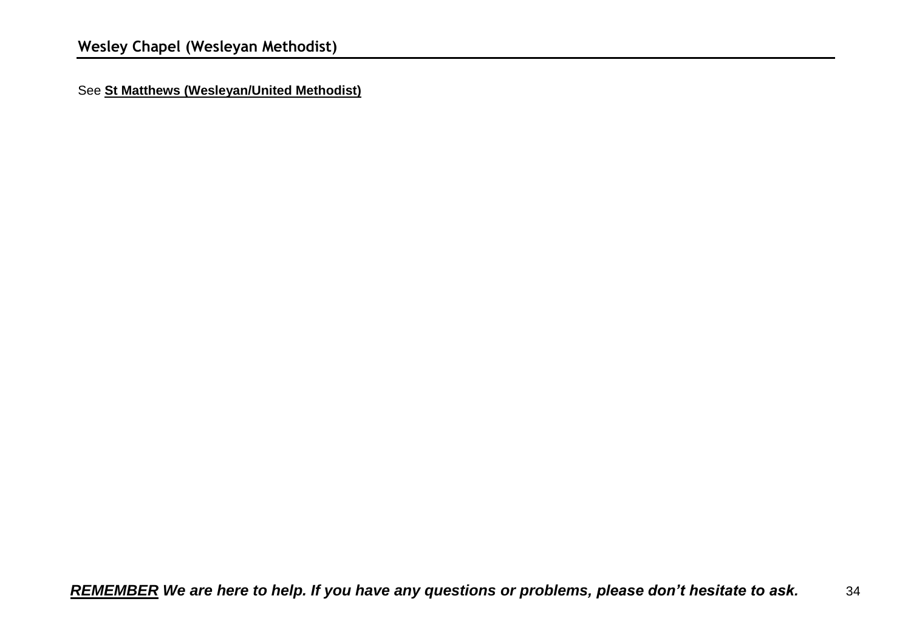## Wesley Chapel (Wesleyan Methodist)

See **St Matthews (Wesleyan/United Methodist)**

***REMEMBER* We are here to help. If you have any questions or problems, please don't hesitate to ask.**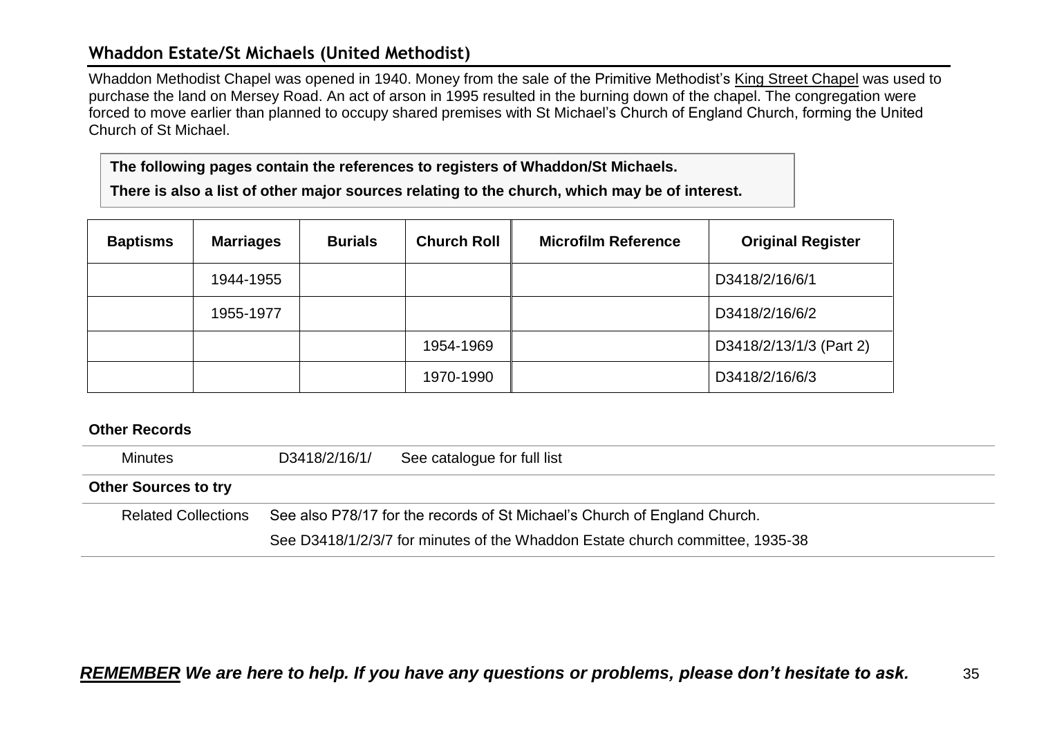## Whaddon Estate/St Michaels (United Methodist)

Whaddon Methodist Chapel was opened in 1940. Money from the sale of the Primitive Methodist's King Street Chapel was used to purchase the land on Mersey Road. An act of arson in 1995 resulted in the burning down of the chapel. The congregation were forced to move earlier than planned to occupy shared premises with St Michael's Church of England Church, forming the United Church of St Michael.

**The following pages contain the references to registers of Whaddon/St Michaels.**

**There is also a list of other major sources relating to the church, which may be of interest.**

| Baptisms | Marriages | Burials | Church Roll | Microfilm Reference | Original Register |
|---|---|---|---|---|---|
| | 1944-1955 | | | | D3418/2/16/6/1 |
| | 1955-1977 | | | | D3418/2/16/6/2 |
| | | | 1954-1969 | | D3418/2/13/1/3 (Part 2) |
| | | | 1970-1990 | | D3418/2/16/6/3 |

**Other Records**

| | | |
|---|---|---|
| Minutes | D3418/2/16/1/ | See catalogue for full list |

**Other Sources to try**

| | |
|---|---|
| Related Collections | See also P78/17 for the records of St Michael's Church of England Church. |
| | See D3418/1/2/3/7 for minutes of the Whaddon Estate church committee, 1935-38 |

***REMEMBER We are here to help. If you have any questions or problems, please don't hesitate to ask.***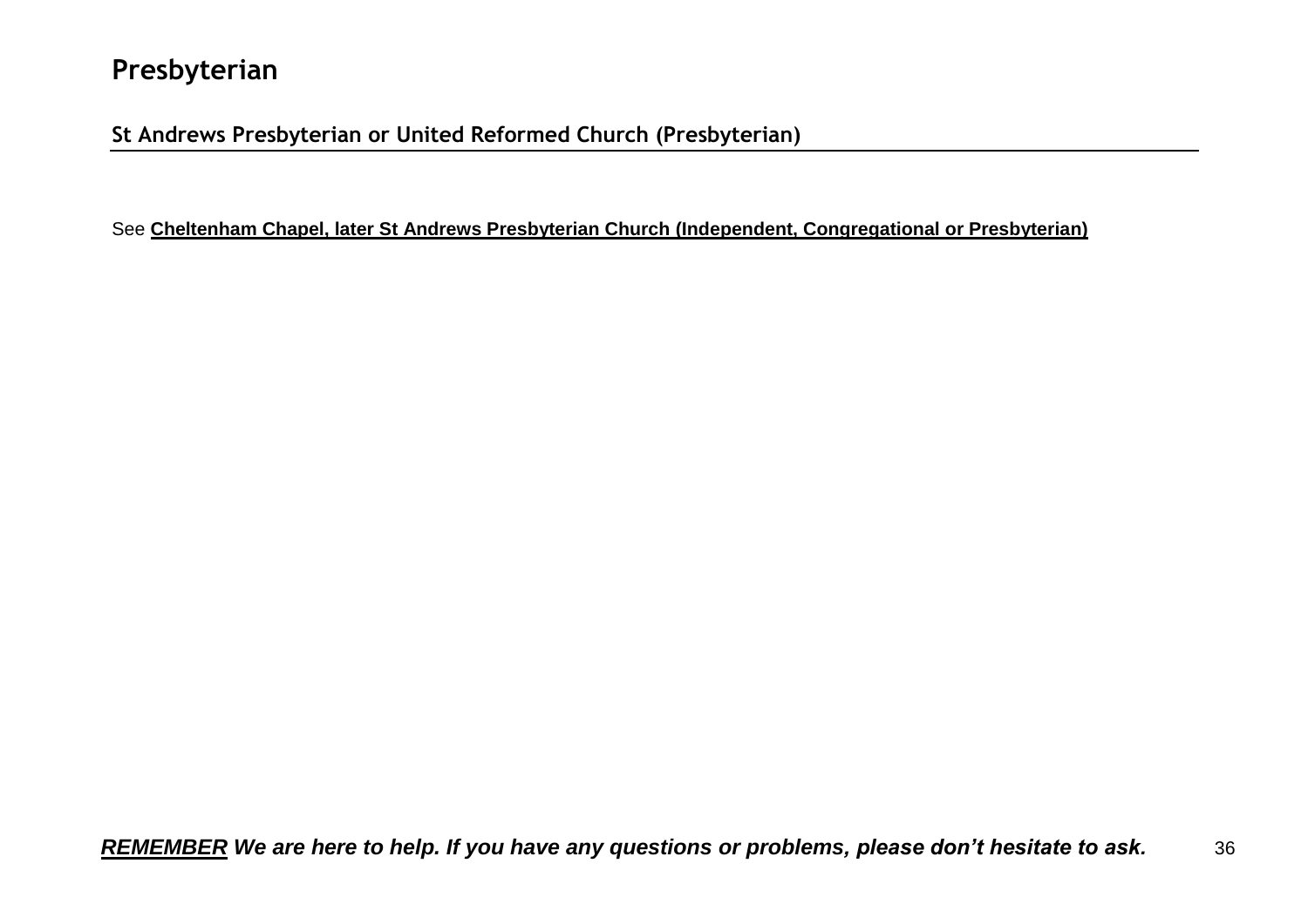# Presbyterian

## St Andrews Presbyterian or United Reformed Church (Presbyterian)

See **Cheltenham Chapel, later St Andrews Presbyterian Church (Independent, Congregational or Presbyterian)**

***REMEMBER* We are here to help. If you have any questions or problems, please don't hesitate to ask.**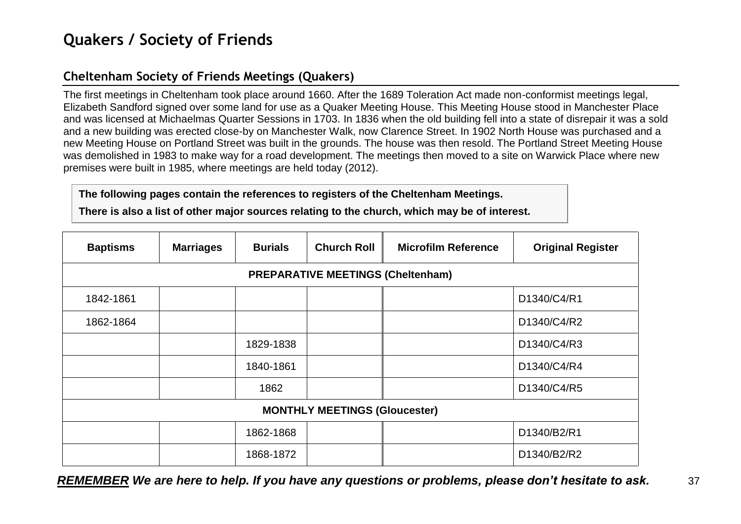# Quakers / Society of Friends

## Cheltenham Society of Friends Meetings (Quakers)

The first meetings in Cheltenham took place around 1660. After the 1689 Toleration Act made non-conformist meetings legal, Elizabeth Sandford signed over some land for use as a Quaker Meeting House. This Meeting House stood in Manchester Place and was licensed at Michaelmas Quarter Sessions in 1703. In 1836 when the old building fell into a state of disrepair it was a sold and a new building was erected close-by on Manchester Walk, now Clarence Street. In 1902 North House was purchased and a new Meeting House on Portland Street was built in the grounds. The house was then resold. The Portland Street Meeting House was demolished in 1983 to make way for a road development. The meetings then moved to a site on Warwick Place where new premises were built in 1985, where meetings are held today (2012).

**The following pages contain the references to registers of the Cheltenham Meetings.**

**There is also a list of other major sources relating to the church, which may be of interest.**

| Baptisms | Marriages | Burials | Church Roll | Microfilm Reference | Original Register |
|---|---|---|---|---|---|
| **PREPARATIVE MEETINGS (Cheltenham)** | | | | | |
| 1842-1861 | | | | | D1340/C4/R1 |
| 1862-1864 | | | | | D1340/C4/R2 |
| | | 1829-1838 | | | D1340/C4/R3 |
| | | 1840-1861 | | | D1340/C4/R4 |
| | | 1862 | | | D1340/C4/R5 |
| **MONTHLY MEETINGS (Gloucester)** | | | | | |
| | | 1862-1868 | | | D1340/B2/R1 |
| | | 1868-1872 | | | D1340/B2/R2 |

***REMEMBER We are here to help. If you have any questions or problems, please don't hesitate to ask.***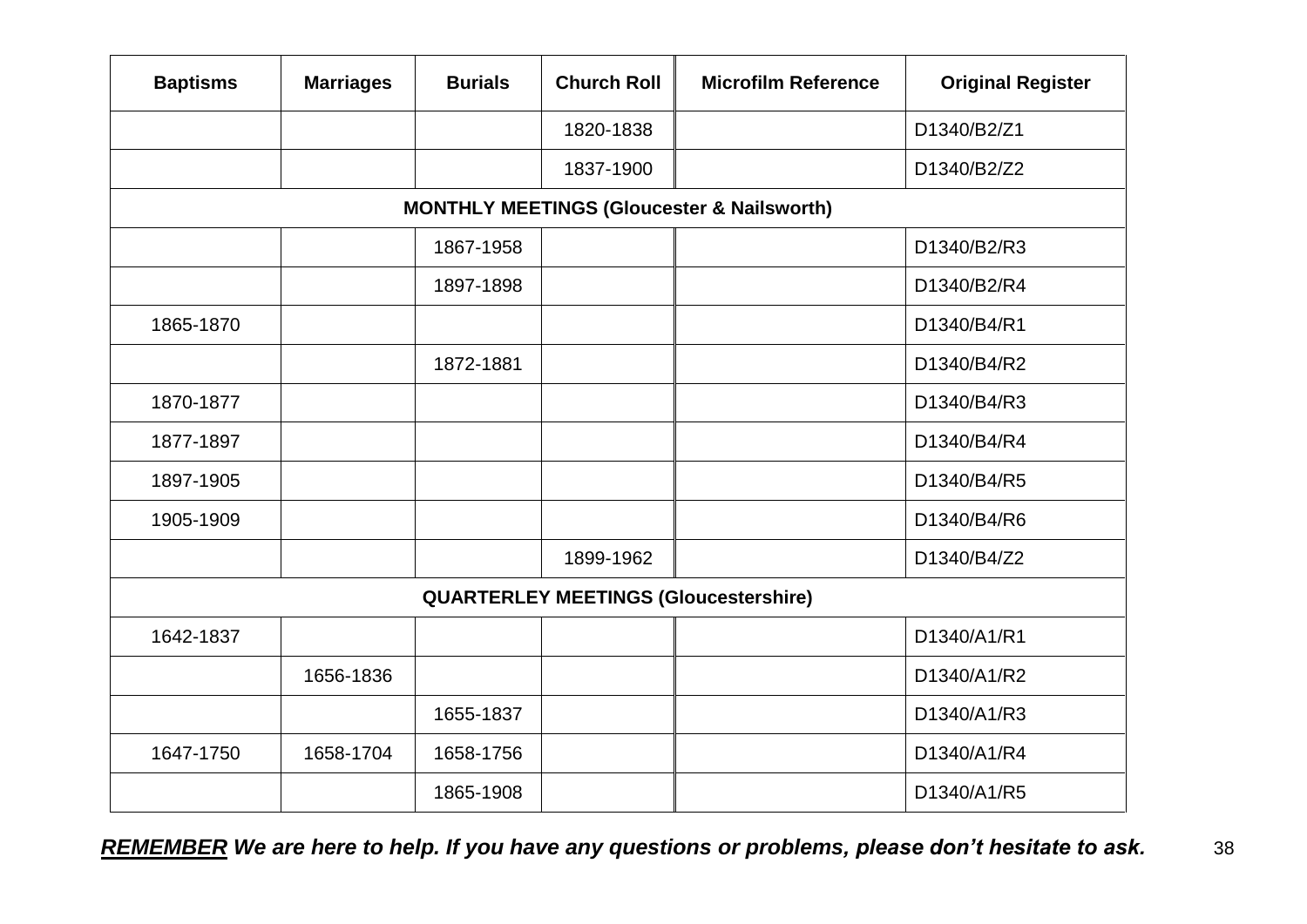| Baptisms | Marriages | Burials | Church Roll | Microfilm Reference | Original Register |
|---|---|---|---|---|---|
| | | | 1820-1838 | | D1340/B2/Z1 |
| | | | 1837-1900 | | D1340/B2/Z2 |
| **MONTHLY MEETINGS (Gloucester & Nailsworth)** | | | | | |
| | | 1867-1958 | | | D1340/B2/R3 |
| | | 1897-1898 | | | D1340/B2/R4 |
| 1865-1870 | | | | | D1340/B4/R1 |
| | | 1872-1881 | | | D1340/B4/R2 |
| 1870-1877 | | | | | D1340/B4/R3 |
| 1877-1897 | | | | | D1340/B4/R4 |
| 1897-1905 | | | | | D1340/B4/R5 |
| 1905-1909 | | | | | D1340/B4/R6 |
| | | | 1899-1962 | | D1340/B4/Z2 |
| **QUARTERLEY MEETINGS (Gloucestershire)** | | | | | |
| 1642-1837 | | | | | D1340/A1/R1 |
| | 1656-1836 | | | | D1340/A1/R2 |
| | | 1655-1837 | | | D1340/A1/R3 |
| 1647-1750 | 1658-1704 | 1658-1756 | | | D1340/A1/R4 |
| | | 1865-1908 | | | D1340/A1/R5 |

***REMEMBER* We are here to help. If you have any questions or problems, please don't hesitate to ask.**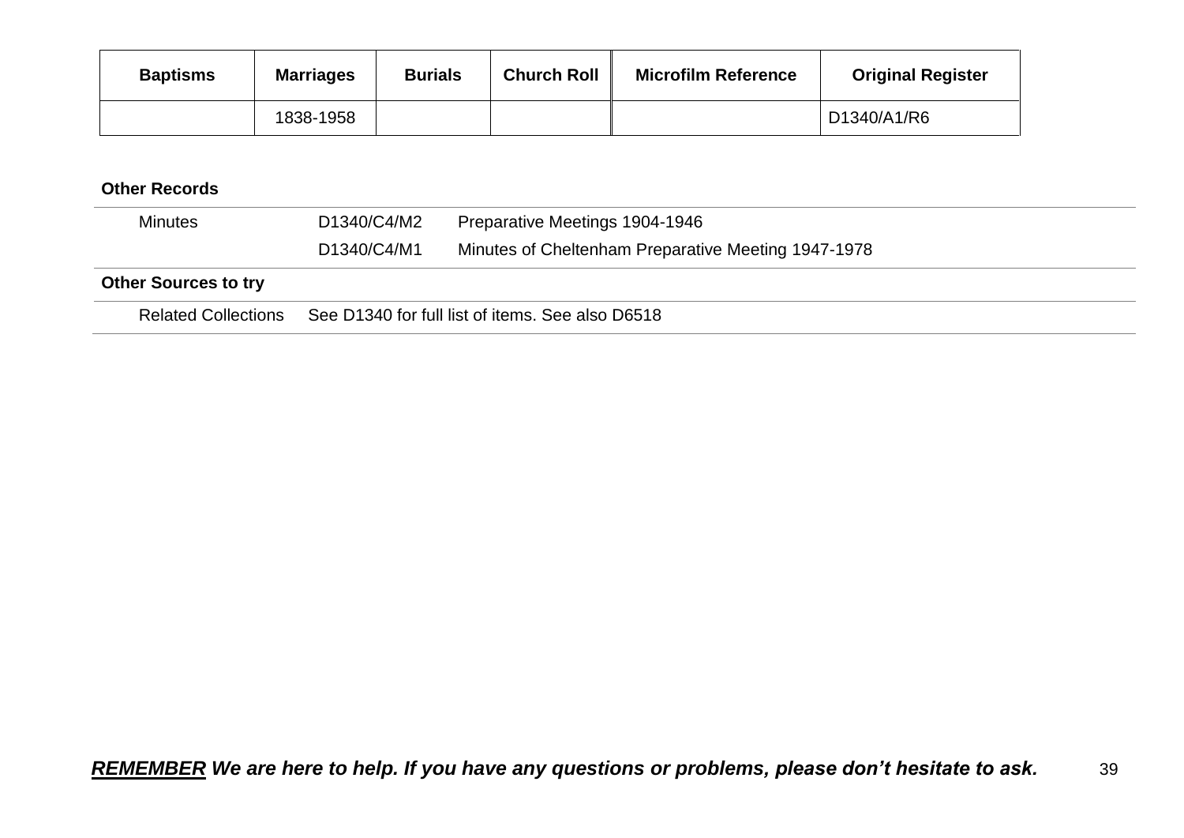| Baptisms | Marriages | Burials | Church Roll | Microfilm Reference | Original Register |
|---|---|---|---|---|---|
| | 1838-1958 | | | | D1340/A1/R6 |

**Other Records**

| | | |
|---|---|---|
| Minutes | D1340/C4/M2 | Preparative Meetings 1904-1946 |
| | D1340/C4/M1 | Minutes of Cheltenham Preparative Meeting 1947-1978 |

**Other Sources to try**

| | |
|---|---|
| Related Collections | See D1340 for full list of items. See also D6518 |

***REMEMBER We are here to help. If you have any questions or problems, please don't hesitate to ask.***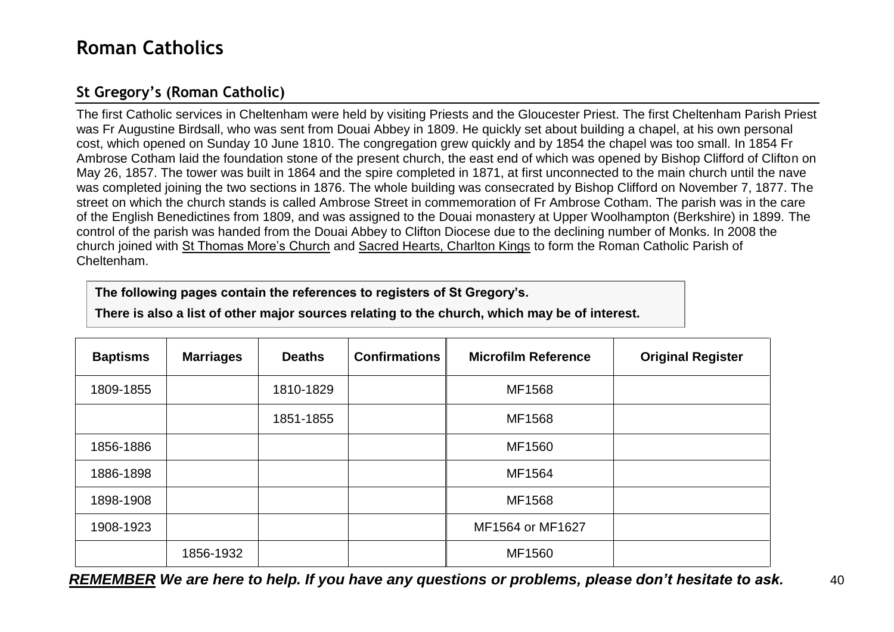# Roman Catholics

## St Gregory's (Roman Catholic)

The first Catholic services in Cheltenham were held by visiting Priests and the Gloucester Priest. The first Cheltenham Parish Priest was Fr Augustine Birdsall, who was sent from Douai Abbey in 1809. He quickly set about building a chapel, at his own personal cost, which opened on Sunday 10 June 1810. The congregation grew quickly and by 1854 the chapel was too small. In 1854 Fr Ambrose Cotham laid the foundation stone of the present church, the east end of which was opened by Bishop Clifford of Clifton on May 26, 1857. The tower was built in 1864 and the spire completed in 1871, at first unconnected to the main church until the nave was completed joining the two sections in 1876. The whole building was consecrated by Bishop Clifford on November 7, 1877. The street on which the church stands is called Ambrose Street in commemoration of Fr Ambrose Cotham. The parish was in the care of the English Benedictines from 1809, and was assigned to the Douai monastery at Upper Woolhampton (Berkshire) in 1899. The control of the parish was handed from the Douai Abbey to Clifton Diocese due to the declining number of Monks. In 2008 the church joined with St Thomas More's Church and Sacred Hearts, Charlton Kings to form the Roman Catholic Parish of Cheltenham.

**The following pages contain the references to registers of St Gregory's.**

**There is also a list of other major sources relating to the church, which may be of interest.**

| Baptisms | Marriages | Deaths | Confirmations | Microfilm Reference | Original Register |
|---|---|---|---|---|---|
| 1809-1855 | | 1810-1829 | | MF1568 | |
| | | 1851-1855 | | MF1568 | |
| 1856-1886 | | | | MF1560 | |
| 1886-1898 | | | | MF1564 | |
| 1898-1908 | | | | MF1568 | |
| 1908-1923 | | | | MF1564 or MF1627 | |
| | 1856-1932 | | | MF1560 | |

***REMEMBER We are here to help. If you have any questions or problems, please don't hesitate to ask.***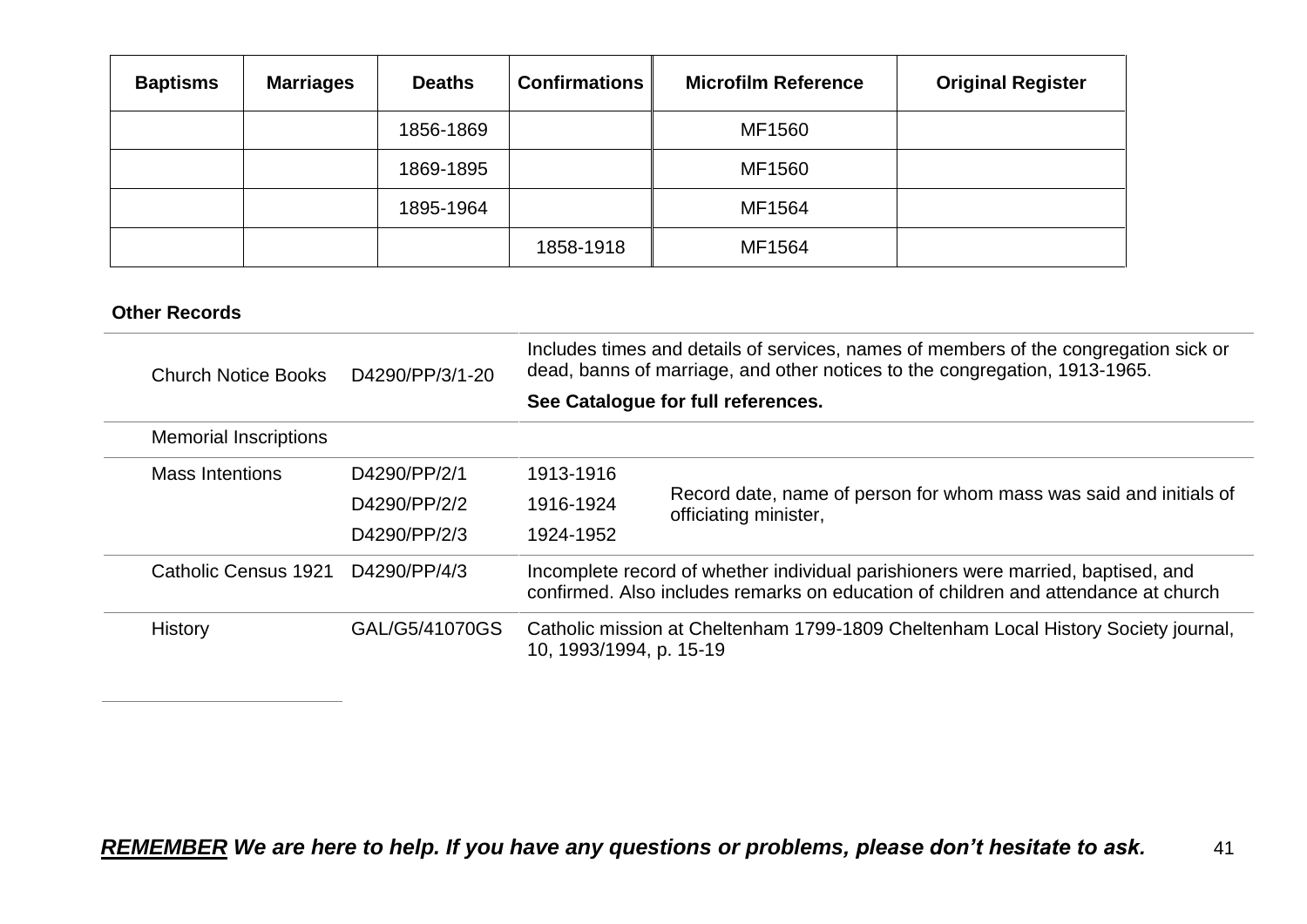| Baptisms | Marriages | Deaths | Confirmations | Microfilm Reference | Original Register |
|---|---|---|---|---|---|
| | | 1856-1869 | | MF1560 | |
| | | 1869-1895 | | MF1560 | |
| | | 1895-1964 | | MF1564 | |
| | | | 1858-1918 | MF1564 | |

**Other Records**

| | | | |
|---|---|---|---|
| Church Notice Books | D4290/PP/3/1-20 | Includes times and details of services, names of members of the congregation sick or dead, banns of marriage, and other notices to the congregation, 1913-1965. **See Catalogue for full references.** | |
| Memorial Inscriptions | | | |
| Mass Intentions | D4290/PP/2/1<br>D4290/PP/2/2<br>D4290/PP/2/3 | 1913-1916<br>1916-1924<br>1924-1952 | Record date, name of person for whom mass was said and initials of officiating minister, |
| Catholic Census 1921 | D4290/PP/4/3 | Incomplete record of whether individual parishioners were married, baptised, and confirmed. Also includes remarks on education of children and attendance at church | |
| History | GAL/G5/41070GS | Catholic mission at Cheltenham 1799-1809 Cheltenham Local History Society journal, 10, 1993/1994, p. 15-19 | |

***REMEMBER** We are here to help. If you have any questions or problems, please don't hesitate to ask.*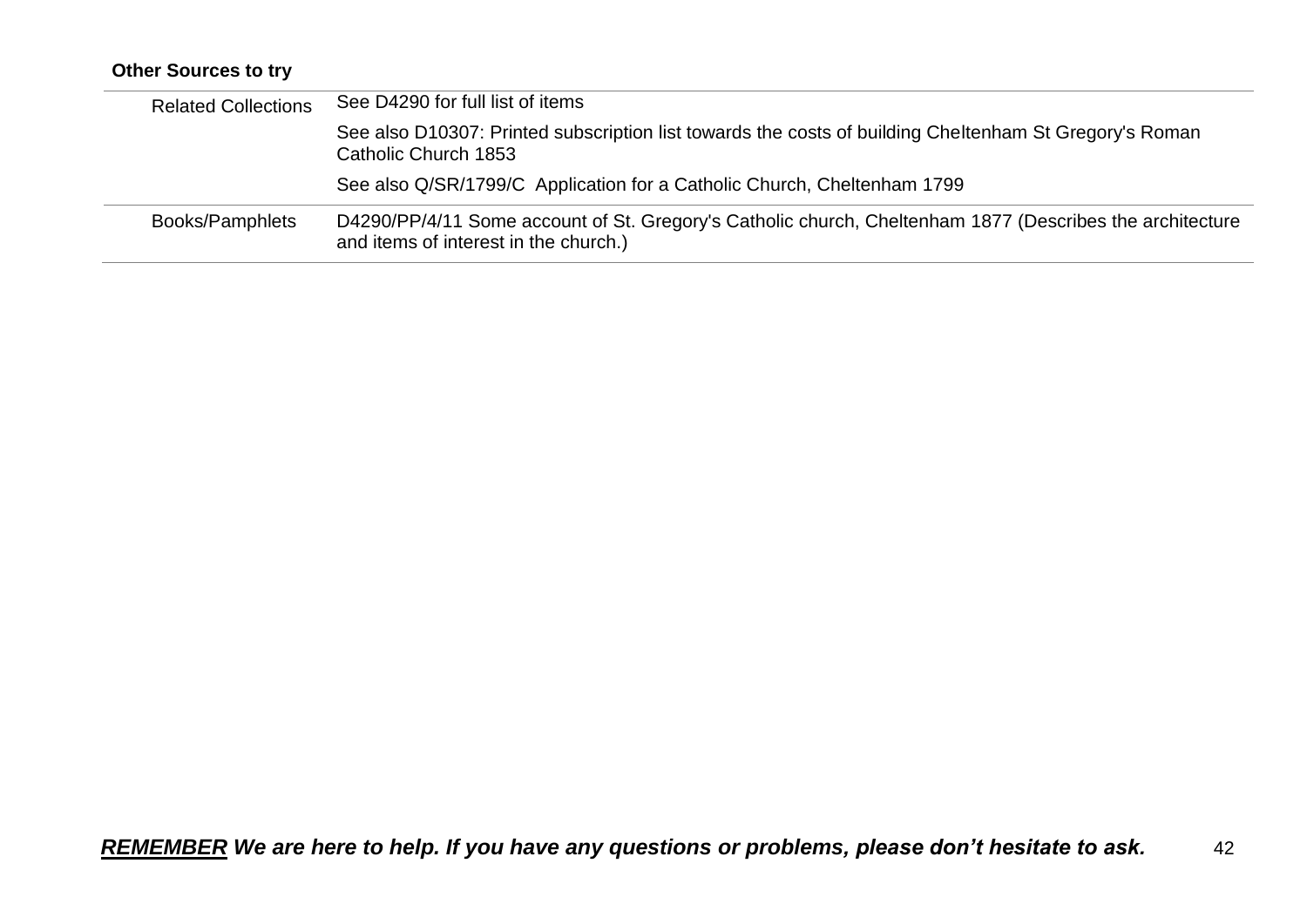**Other Sources to try**

| | |
|---|---|
| Related Collections | See D4290 for full list of items |
| | See also D10307: Printed subscription list towards the costs of building Cheltenham St Gregory's Roman Catholic Church 1853 |
| | See also Q/SR/1799/C  Application for a Catholic Church, Cheltenham 1799 |
| Books/Pamphlets | D4290/PP/4/11 Some account of St. Gregory's Catholic church, Cheltenham 1877 (Describes the architecture and items of interest in the church.) |

***<u>REMEMBER</u> We are here to help. If you have any questions or problems, please don't hesitate to ask.***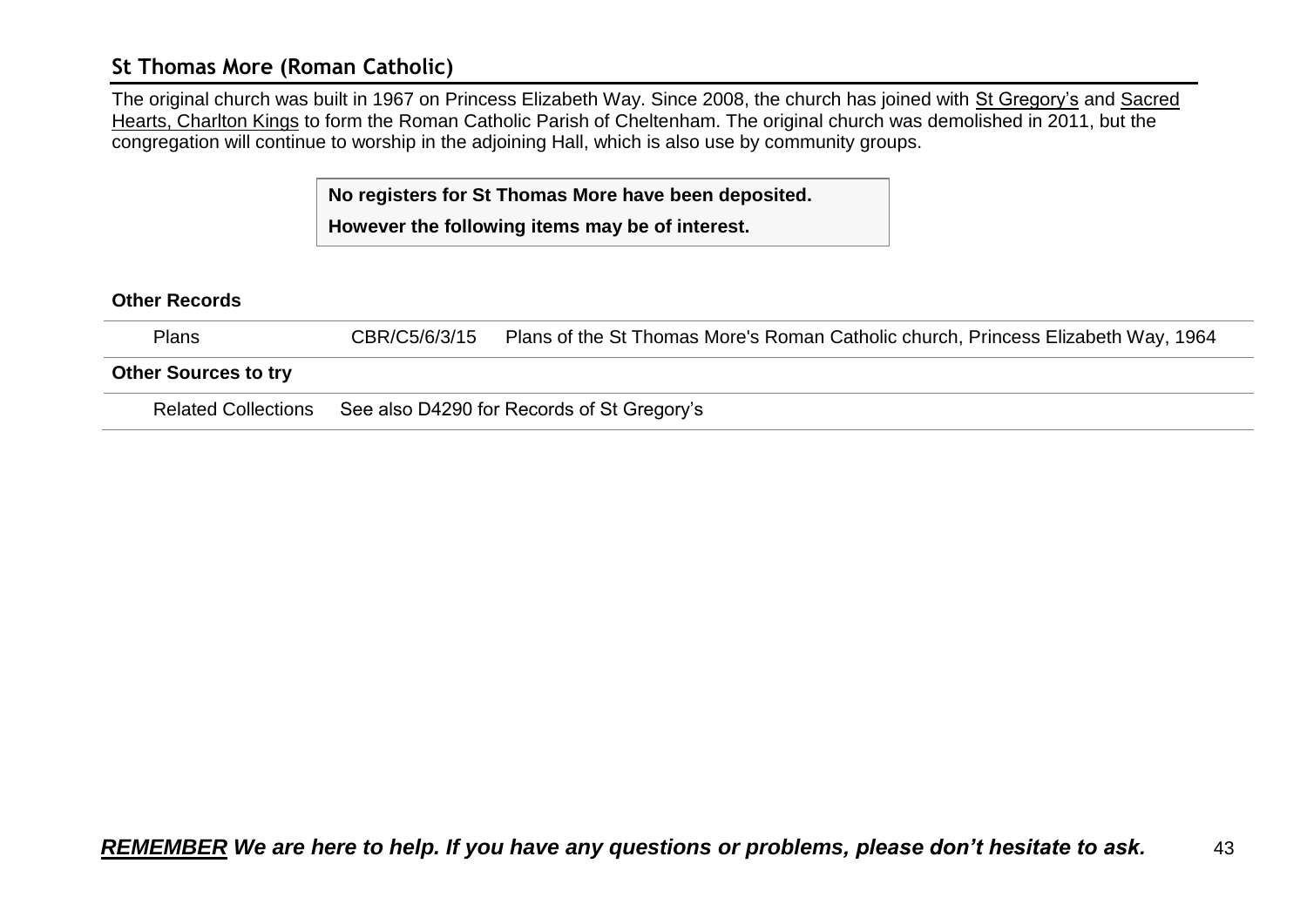## St Thomas More (Roman Catholic)

The original church was built in 1967 on Princess Elizabeth Way. Since 2008, the church has joined with St Gregory's and Sacred Hearts, Charlton Kings to form the Roman Catholic Parish of Cheltenham. The original church was demolished in 2011, but the congregation will continue to worship in the adjoining Hall, which is also use by community groups.

**No registers for St Thomas More have been deposited.**

**However the following items may be of interest.**

**Other Records**

| | | |
|---|---|---|
| Plans | CBR/C5/6/3/15 | Plans of the St Thomas More's Roman Catholic church, Princess Elizabeth Way, 1964 |

**Other Sources to try**

| | |
|---|---|
| Related Collections | See also D4290 for Records of St Gregory's |

***REMEMBER We are here to help. If you have any questions or problems, please don't hesitate to ask.***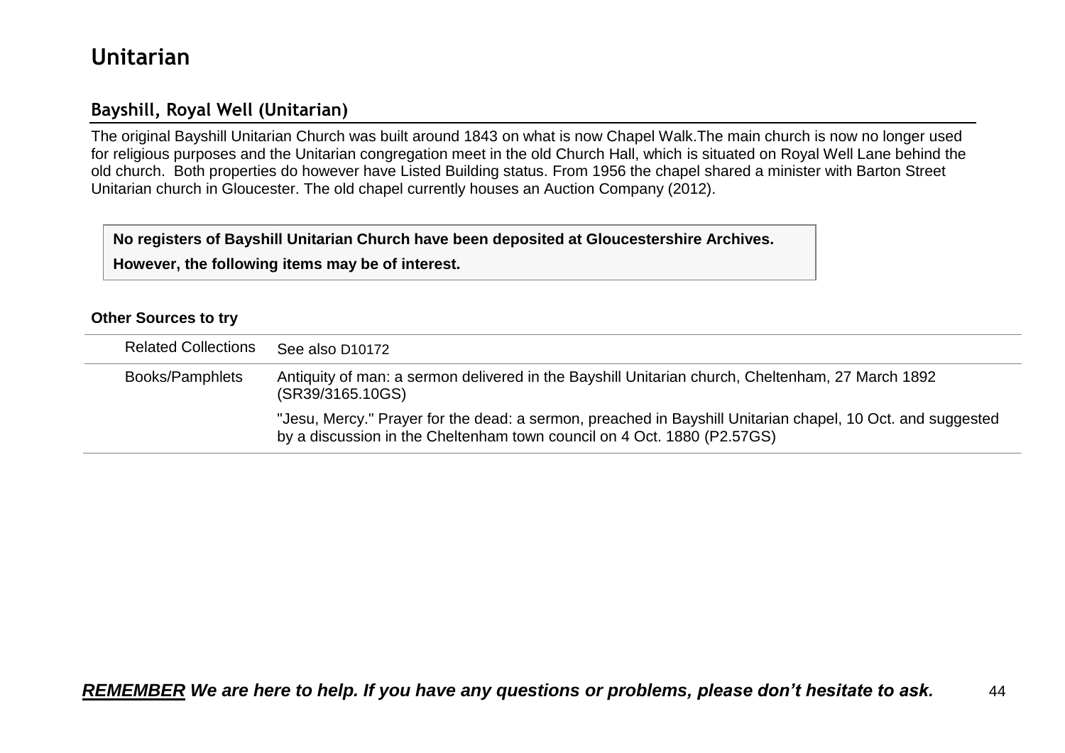# Unitarian

## Bayshill, Royal Well (Unitarian)

The original Bayshill Unitarian Church was built around 1843 on what is now Chapel Walk.The main church is now no longer used for religious purposes and the Unitarian congregation meet in the old Church Hall, which is situated on Royal Well Lane behind the old church. Both properties do however have Listed Building status. From 1956 the chapel shared a minister with Barton Street Unitarian church in Gloucester. The old chapel currently houses an Auction Company (2012).

**No registers of Bayshill Unitarian Church have been deposited at Gloucestershire Archives.**

**However, the following items may be of interest.**

**Other Sources to try**

| | |
|---|---|
| Related Collections | See also D10172 |
| Books/Pamphlets | Antiquity of man: a sermon delivered in the Bayshill Unitarian church, Cheltenham, 27 March 1892 (SR39/3165.10GS) |
| | "Jesu, Mercy." Prayer for the dead: a sermon, preached in Bayshill Unitarian chapel, 10 Oct. and suggested by a discussion in the Cheltenham town council on 4 Oct. 1880 (P2.57GS) |

***REMEMBER* We are here to help. If you have any questions or problems, please don't hesitate to ask.**